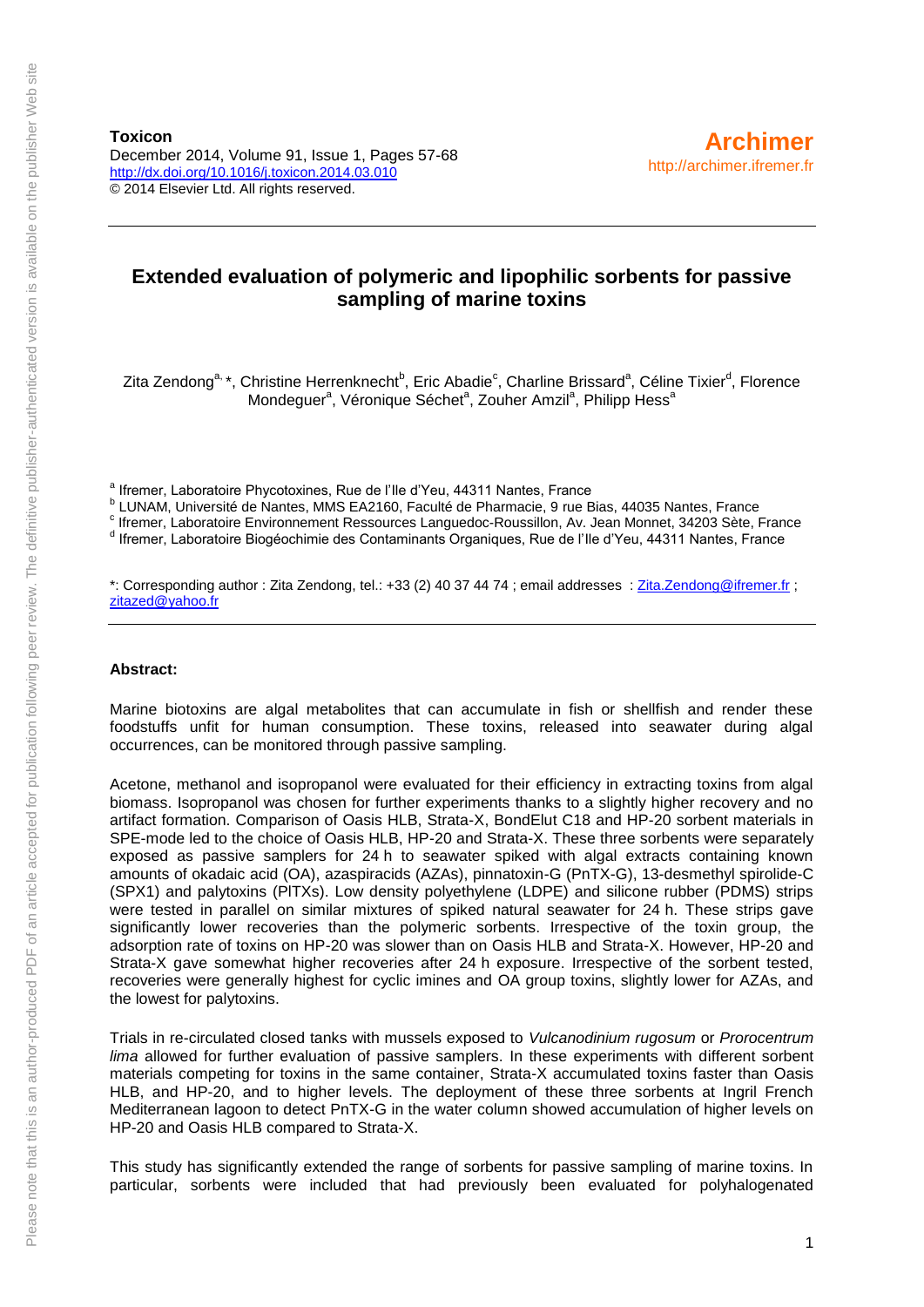**Toxicon**
December 2014, Volume 91, Issue 1, Pages 57-68
http://dx.doi.org/10.1016/j.toxicon.2014.03.010
© 2014 Elsevier Ltd. All rights reserved.

**Archimer**
http://archimer.ifremer.fr

# Extended evaluation of polymeric and lipophilic sorbents for passive sampling of marine toxins

Zita Zendong[a, *], Christine Herrenknecht[b], Eric Abadie[c], Charline Brissard[a], Céline Tixier[d], Florence Mondeguer[a], Véronique Séchet[a], Zouher Amzil[a], Philipp Hess[a]

[a] Ifremer, Laboratoire Phycotoxines, Rue de l'Ile d'Yeu, 44311 Nantes, France
[b] LUNAM, Université de Nantes, MMS EA2160, Faculté de Pharmacie, 9 rue Bias, 44035 Nantes, France
[c] Ifremer, Laboratoire Environnement Ressources Languedoc-Roussillon, Av. Jean Monnet, 34203 Sète, France
[d] Ifremer, Laboratoire Biogéochimie des Contaminants Organiques, Rue de l'Ile d'Yeu, 44311 Nantes, France

*: Corresponding author : Zita Zendong, tel.: +33 (2) 40 37 44 74 ; email addresses : Zita.Zendong@ifremer.fr ; zitazed@yahoo.fr

**Abstract:**

Marine biotoxins are algal metabolites that can accumulate in fish or shellfish and render these foodstuffs unfit for human consumption. These toxins, released into seawater during algal occurrences, can be monitored through passive sampling.

Acetone, methanol and isopropanol were evaluated for their efficiency in extracting toxins from algal biomass. Isopropanol was chosen for further experiments thanks to a slightly higher recovery and no artifact formation. Comparison of Oasis HLB, Strata-X, BondElut C18 and HP-20 sorbent materials in SPE-mode led to the choice of Oasis HLB, HP-20 and Strata-X. These three sorbents were separately exposed as passive samplers for 24 h to seawater spiked with algal extracts containing known amounts of okadaic acid (OA), azaspiracids (AZAs), pinnatoxin-G (PnTX-G), 13-desmethyl spirolide-C (SPX1) and palytoxins (PlTXs). Low density polyethylene (LDPE) and silicone rubber (PDMS) strips were tested in parallel on similar mixtures of spiked natural seawater for 24 h. These strips gave significantly lower recoveries than the polymeric sorbents. Irrespective of the toxin group, the adsorption rate of toxins on HP-20 was slower than on Oasis HLB and Strata-X. However, HP-20 and Strata-X gave somewhat higher recoveries after 24 h exposure. Irrespective of the sorbent tested, recoveries were generally highest for cyclic imines and OA group toxins, slightly lower for AZAs, and the lowest for palytoxins.

Trials in re-circulated closed tanks with mussels exposed to *Vulcanodinium rugosum* or *Prorocentrum lima* allowed for further evaluation of passive samplers. In these experiments with different sorbent materials competing for toxins in the same container, Strata-X accumulated toxins faster than Oasis HLB, and HP-20, and to higher levels. The deployment of these three sorbents at Ingril French Mediterranean lagoon to detect PnTX-G in the water column showed accumulation of higher levels on HP-20 and Oasis HLB compared to Strata-X.

This study has significantly extended the range of sorbents for passive sampling of marine toxins. In particular, sorbents were included that had previously been evaluated for polyhalogenated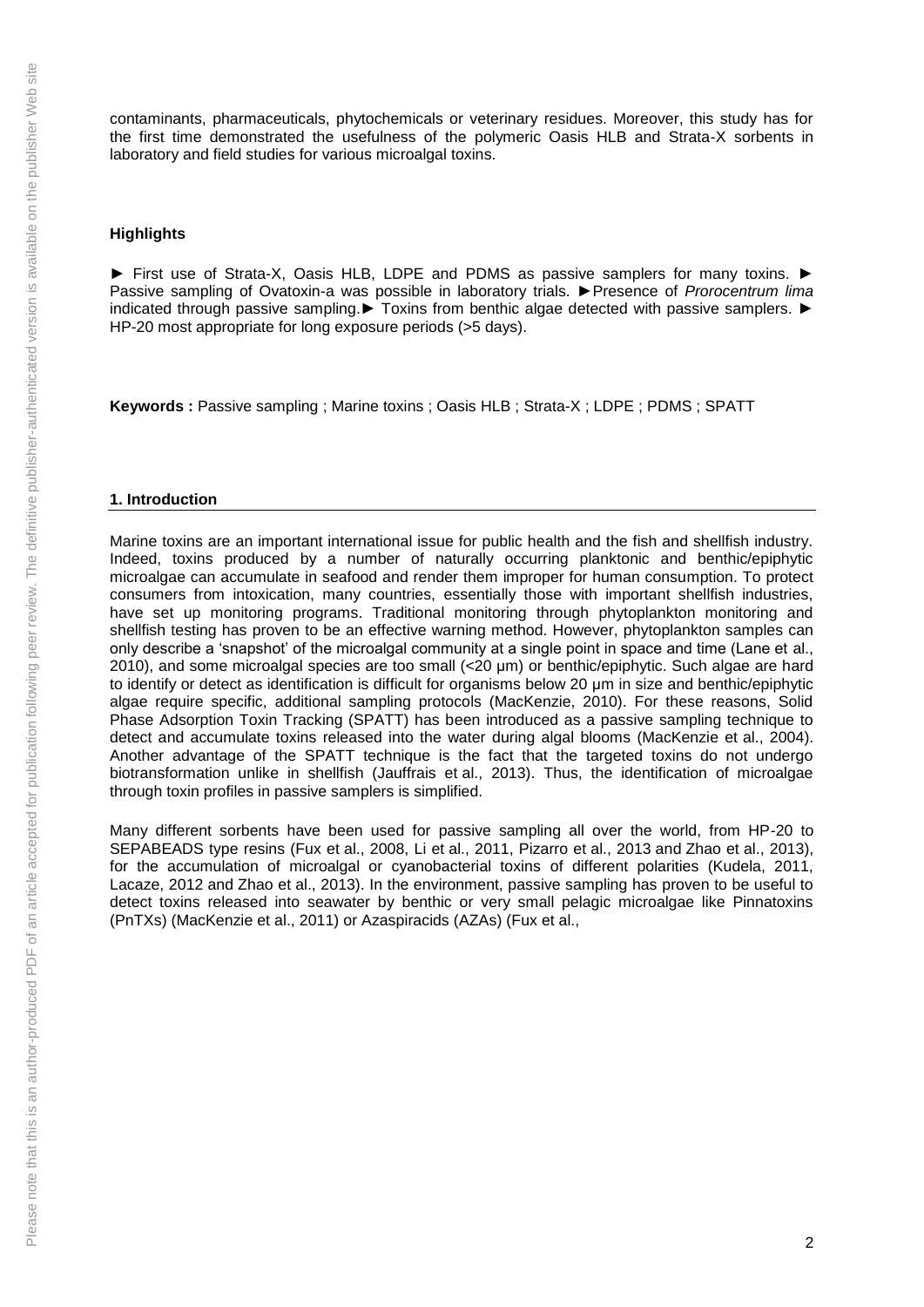contaminants, pharmaceuticals, phytochemicals or veterinary residues. Moreover, this study has for the first time demonstrated the usefulness of the polymeric Oasis HLB and Strata-X sorbents in laboratory and field studies for various microalgal toxins.

**Highlights**

► First use of Strata-X, Oasis HLB, LDPE and PDMS as passive samplers for many toxins. ► Passive sampling of Ovatoxin-a was possible in laboratory trials. ►Presence of *Prorocentrum lima* indicated through passive sampling.► Toxins from benthic algae detected with passive samplers. ► HP-20 most appropriate for long exposure periods (>5 days).

**Keywords :** Passive sampling ; Marine toxins ; Oasis HLB ; Strata-X ; LDPE ; PDMS ; SPATT

## 1. Introduction

Marine toxins are an important international issue for public health and the fish and shellfish industry. Indeed, toxins produced by a number of naturally occurring planktonic and benthic/epiphytic microalgae can accumulate in seafood and render them improper for human consumption. To protect consumers from intoxication, many countries, essentially those with important shellfish industries, have set up monitoring programs. Traditional monitoring through phytoplankton monitoring and shellfish testing has proven to be an effective warning method. However, phytoplankton samples can only describe a 'snapshot' of the microalgal community at a single point in space and time (Lane et al., 2010), and some microalgal species are too small (<20 µm) or benthic/epiphytic. Such algae are hard to identify or detect as identification is difficult for organisms below 20 µm in size and benthic/epiphytic algae require specific, additional sampling protocols (MacKenzie, 2010). For these reasons, Solid Phase Adsorption Toxin Tracking (SPATT) has been introduced as a passive sampling technique to detect and accumulate toxins released into the water during algal blooms (MacKenzie et al., 2004). Another advantage of the SPATT technique is the fact that the targeted toxins do not undergo biotransformation unlike in shellfish (Jauffrais et al., 2013). Thus, the identification of microalgae through toxin profiles in passive samplers is simplified.

Many different sorbents have been used for passive sampling all over the world, from HP-20 to SEPABEADS type resins (Fux et al., 2008, Li et al., 2011, Pizarro et al., 2013 and Zhao et al., 2013), for the accumulation of microalgal or cyanobacterial toxins of different polarities (Kudela, 2011, Lacaze, 2012 and Zhao et al., 2013). In the environment, passive sampling has proven to be useful to detect toxins released into seawater by benthic or very small pelagic microalgae like Pinnatoxins (PnTXs) (MacKenzie et al., 2011) or Azaspiracids (AZAs) (Fux et al.,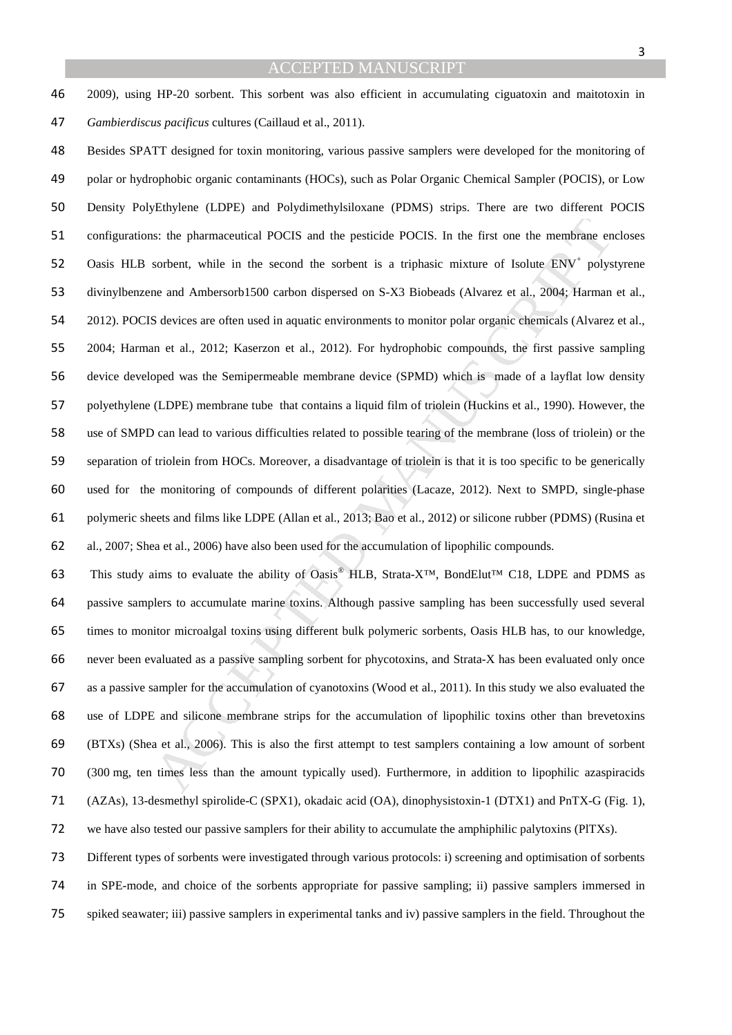2009), using HP-20 sorbent. This sorbent was also efficient in accumulating ciguatoxin and maitotoxin in *Gambierdiscus pacificus* cultures (Caillaud et al., 2011).

Besides SPATT designed for toxin monitoring, various passive samplers were developed for the monitoring of polar or hydrophobic organic contaminants (HOCs), such as Polar Organic Chemical Sampler (POCIS), or Low Density PolyEthylene (LDPE) and Polydimethylsiloxane (PDMS) strips. There are two different POCIS configurations: the pharmaceutical POCIS and the pesticide POCIS. In the first one the membrane encloses Oasis HLB sorbent, while in the second the sorbent is a triphasic mixture of Isolute $ENV^{+}$ polystyrene divinylbenzene and Ambersorb1500 carbon dispersed on S-X3 Biobeads (Alvarez et al., 2004; Harman et al., 2012). POCIS devices are often used in aquatic environments to monitor polar organic chemicals (Alvarez et al., 2004; Harman et al., 2012; Kaserzon et al., 2012). For hydrophobic compounds, the first passive sampling device developed was the Semipermeable membrane device (SPMD) which is made of a layflat low density polyethylene (LDPE) membrane tube that contains a liquid film of triolein (Huckins et al., 1990). However, the use of SMPD can lead to various difficulties related to possible tearing of the membrane (loss of triolein) or the separation of triolein from HOCs. Moreover, a disadvantage of triolein is that it is too specific to be generically used for the monitoring of compounds of different polarities (Lacaze, 2012). Next to SMPD, single-phase polymeric sheets and films like LDPE (Allan et al., 2013; Bao et al., 2012) or silicone rubber (PDMS) (Rusina et al., 2007; Shea et al., 2006) have also been used for the accumulation of lipophilic compounds.

This study aims to evaluate the ability of Oasis® HLB, Strata-X™, BondElut™ C18, LDPE and PDMS as passive samplers to accumulate marine toxins. Although passive sampling has been successfully used several times to monitor microalgal toxins using different bulk polymeric sorbents, Oasis HLB has, to our knowledge, never been evaluated as a passive sampling sorbent for phycotoxins, and Strata-X has been evaluated only once as a passive sampler for the accumulation of cyanotoxins (Wood et al., 2011). In this study we also evaluated the use of LDPE and silicone membrane strips for the accumulation of lipophilic toxins other than brevetoxins (BTXs) (Shea et al., 2006). This is also the first attempt to test samplers containing a low amount of sorbent (300 mg, ten times less than the amount typically used). Furthermore, in addition to lipophilic azaspiracids (AZAs), 13-desmethyl spirolide-C (SPX1), okadaic acid (OA), dinophysistoxin-1 (DTX1) and PnTX-G (Fig. 1), we have also tested our passive samplers for their ability to accumulate the amphiphilic palytoxins (PlTXs).

Different types of sorbents were investigated through various protocols: i) screening and optimisation of sorbents in SPE-mode, and choice of the sorbents appropriate for passive sampling; ii) passive samplers immersed in spiked seawater; iii) passive samplers in experimental tanks and iv) passive samplers in the field. Throughout the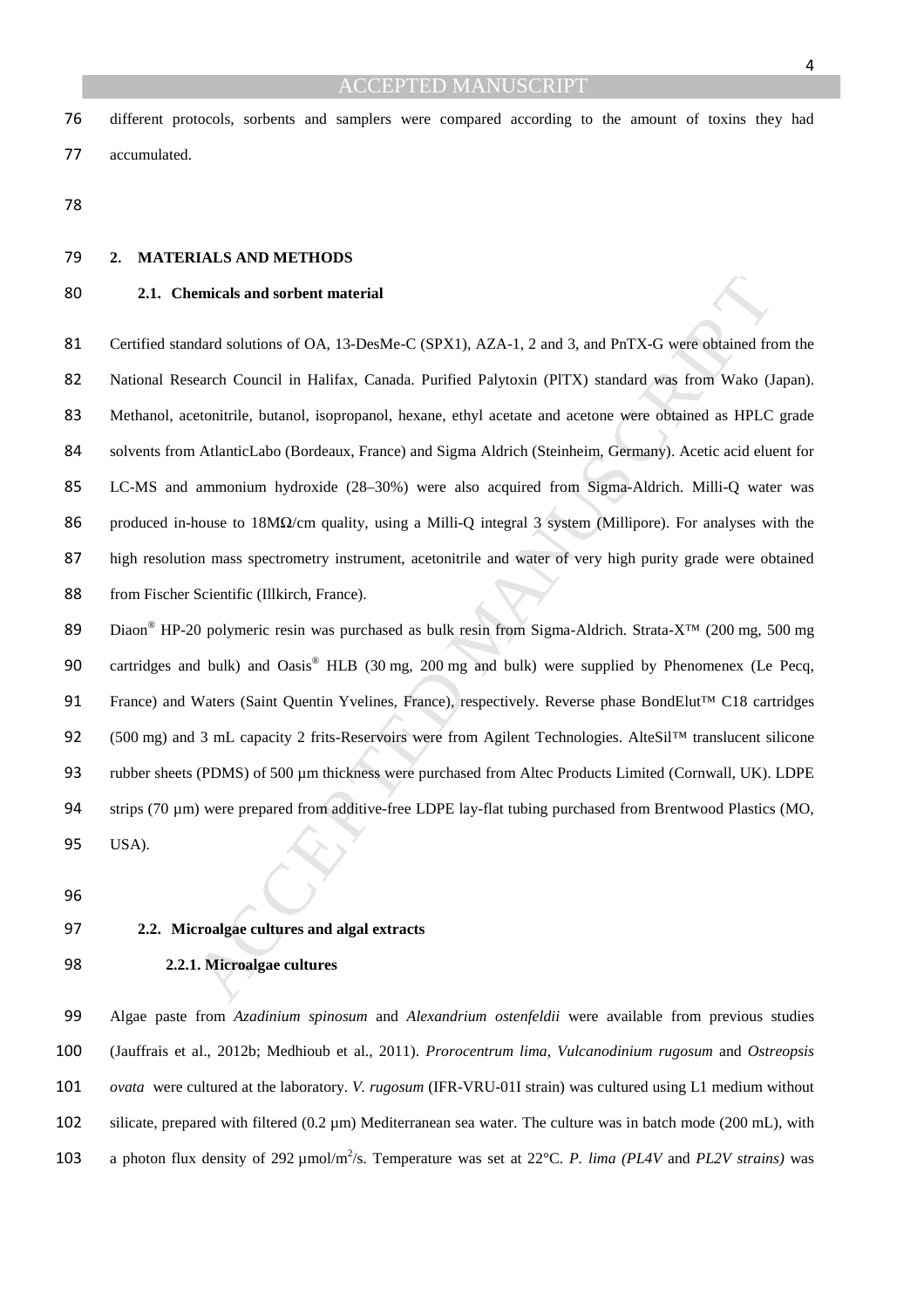different protocols, sorbents and samplers were compared according to the amount of toxins they had accumulated.

## 2. MATERIALS AND METHODS

### 2.1. Chemicals and sorbent material

Certified standard solutions of OA, 13-DesMe-C (SPX1), AZA-1, 2 and 3, and PnTX-G were obtained from the National Research Council in Halifax, Canada. Purified Palytoxin (PlTX) standard was from Wako (Japan). Methanol, acetonitrile, butanol, isopropanol, hexane, ethyl acetate and acetone were obtained as HPLC grade solvents from AtlanticLabo (Bordeaux, France) and Sigma Aldrich (Steinheim, Germany). Acetic acid eluent for LC-MS and ammonium hydroxide (28–30%) were also acquired from Sigma-Aldrich. Milli-Q water was produced in-house to 18MΩ/cm quality, using a Milli-Q integral 3 system (Millipore). For analyses with the high resolution mass spectrometry instrument, acetonitrile and water of very high purity grade were obtained from Fischer Scientific (Illkirch, France).

Diaon® HP-20 polymeric resin was purchased as bulk resin from Sigma-Aldrich. Strata-X™ (200 mg, 500 mg cartridges and bulk) and Oasis® HLB (30 mg, 200 mg and bulk) were supplied by Phenomenex (Le Pecq, France) and Waters (Saint Quentin Yvelines, France), respectively. Reverse phase BondElut™ C18 cartridges (500 mg) and 3 mL capacity 2 frits-Reservoirs were from Agilent Technologies. AlteSil™ translucent silicone rubber sheets (PDMS) of 500 µm thickness were purchased from Altec Products Limited (Cornwall, UK). LDPE strips (70 µm) were prepared from additive-free LDPE lay-flat tubing purchased from Brentwood Plastics (MO, USA).

### 2.2. Microalgae cultures and algal extracts

#### 2.2.1. Microalgae cultures

Algae paste from *Azadinium spinosum* and *Alexandrium ostenfeldii* were available from previous studies (Jauffrais et al., 2012b; Medhioub et al., 2011). *Prorocentrum lima*, *Vulcanodinium rugosum* and *Ostreopsis ovata* were cultured at the laboratory. *V. rugosum* (IFR-VRU-01I strain) was cultured using L1 medium without silicate, prepared with filtered (0.2 µm) Mediterranean sea water. The culture was in batch mode (200 mL), with a photon flux density of 292 µmol/m$^2$/s. Temperature was set at 22°C. *P. lima (PL4V* and *PL2V strains)* was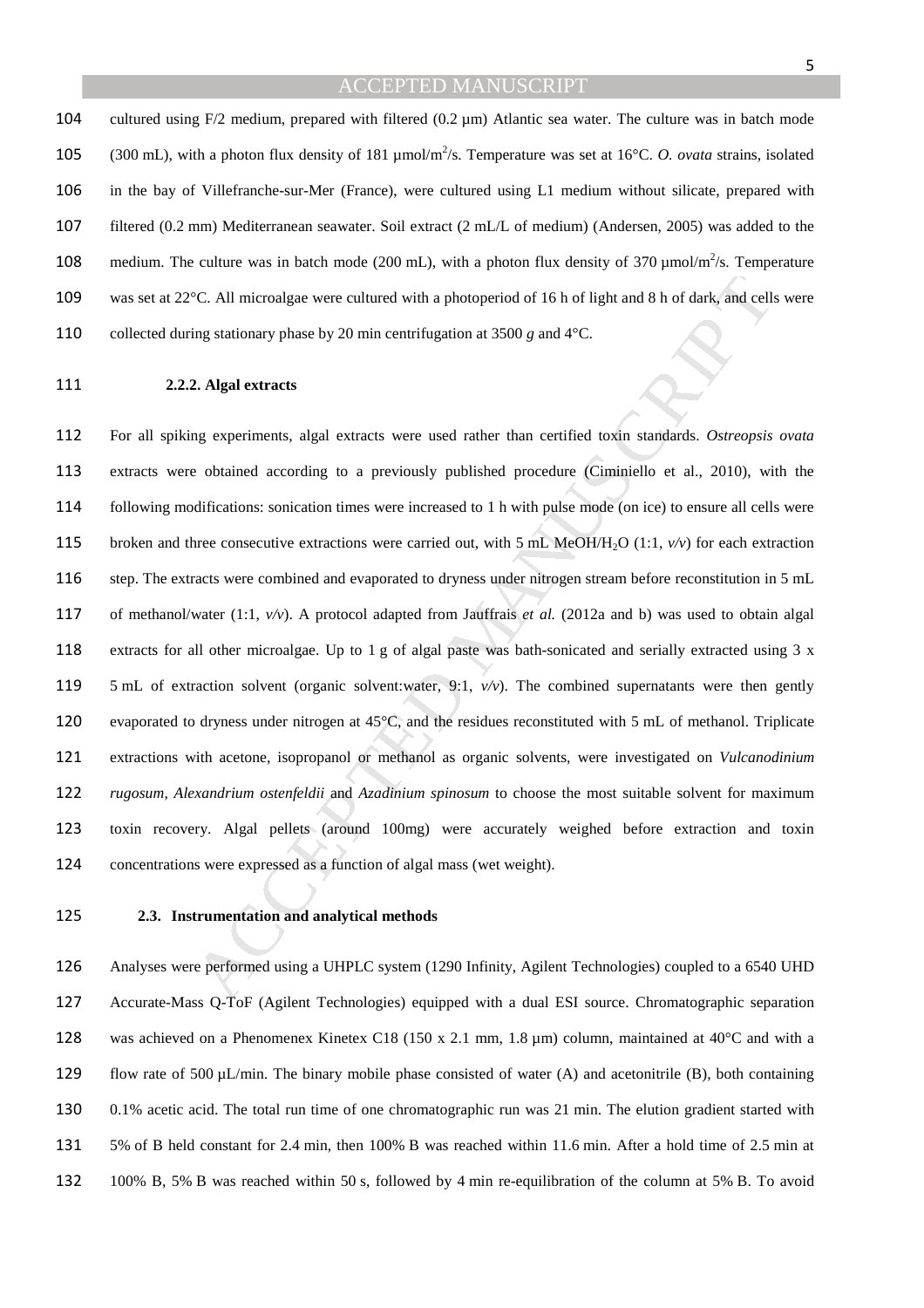cultured using F/2 medium, prepared with filtered (0.2 µm) Atlantic sea water. The culture was in batch mode (300 mL), with a photon flux density of 181 µmol/m$^2$/s. Temperature was set at 16°C. *O. ovata* strains, isolated in the bay of Villefranche-sur-Mer (France), were cultured using L1 medium without silicate, prepared with filtered (0.2 mm) Mediterranean seawater. Soil extract (2 mL/L of medium) (Andersen, 2005) was added to the medium. The culture was in batch mode (200 mL), with a photon flux density of 370 µmol/m$^2$/s. Temperature was set at 22°C. All microalgae were cultured with a photoperiod of 16 h of light and 8 h of dark, and cells were collected during stationary phase by 20 min centrifugation at 3500 *g* and 4°C.

#### 2.2.2. Algal extracts

For all spiking experiments, algal extracts were used rather than certified toxin standards. *Ostreopsis ovata* extracts were obtained according to a previously published procedure (Ciminiello et al., 2010), with the following modifications: sonication times were increased to 1 h with pulse mode (on ice) to ensure all cells were broken and three consecutive extractions were carried out, with 5 mL MeOH/$H_2O$ (1:1, *v/v*) for each extraction step. The extracts were combined and evaporated to dryness under nitrogen stream before reconstitution in 5 mL of methanol/water (1:1, *v/v*). A protocol adapted from Jauffrais *et al.* (2012a and b) was used to obtain algal extracts for all other microalgae. Up to 1 g of algal paste was bath-sonicated and serially extracted using 3 x 5 mL of extraction solvent (organic solvent:water, 9:1, *v/v*). The combined supernatants were then gently evaporated to dryness under nitrogen at 45°C, and the residues reconstituted with 5 mL of methanol. Triplicate extractions with acetone, isopropanol or methanol as organic solvents, were investigated on *Vulcanodinium rugosum*, *Alexandrium ostenfeldii* and *Azadinium spinosum* to choose the most suitable solvent for maximum toxin recovery. Algal pellets (around 100mg) were accurately weighed before extraction and toxin concentrations were expressed as a function of algal mass (wet weight).

### 2.3. Instrumentation and analytical methods

Analyses were performed using a UHPLC system (1290 Infinity, Agilent Technologies) coupled to a 6540 UHD Accurate-Mass Q-ToF (Agilent Technologies) equipped with a dual ESI source. Chromatographic separation was achieved on a Phenomenex Kinetex C18 (150 x 2.1 mm, 1.8 µm) column, maintained at 40°C and with a flow rate of 500 µL/min. The binary mobile phase consisted of water (A) and acetonitrile (B), both containing 0.1% acetic acid. The total run time of one chromatographic run was 21 min. The elution gradient started with 5% of B held constant for 2.4 min, then 100% B was reached within 11.6 min. After a hold time of 2.5 min at 100% B, 5% B was reached within 50 s, followed by 4 min re-equilibration of the column at 5% B. To avoid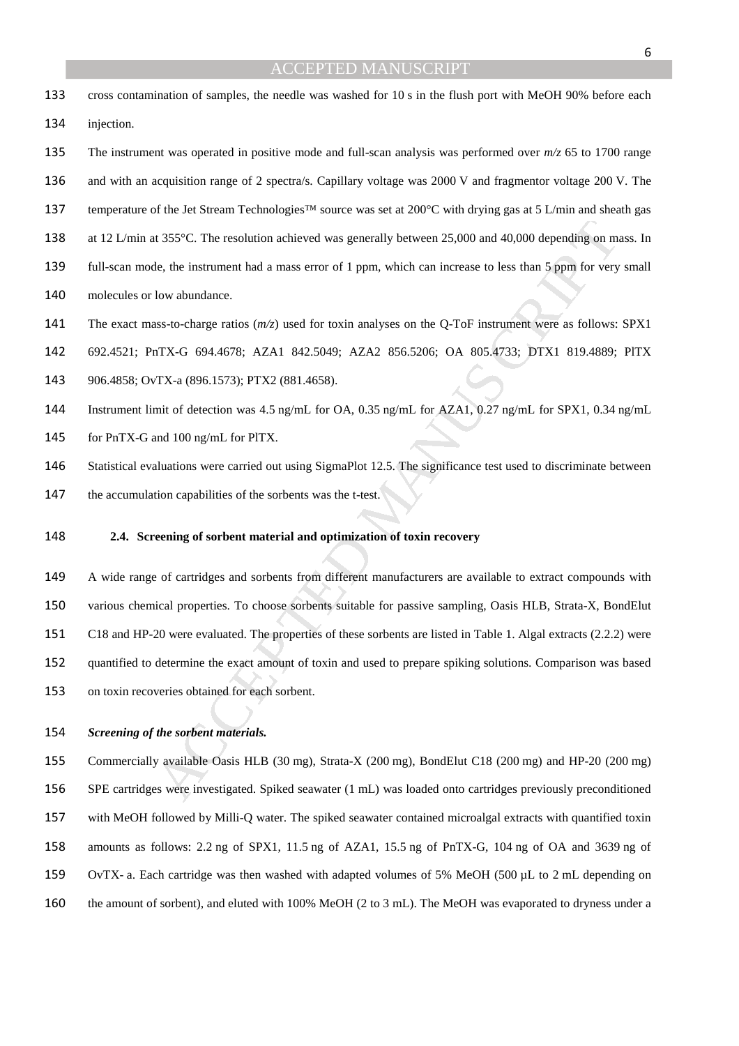cross contamination of samples, the needle was washed for 10 s in the flush port with MeOH 90% before each injection.

The instrument was operated in positive mode and full-scan analysis was performed over *m/z* 65 to 1700 range and with an acquisition range of 2 spectra/s. Capillary voltage was 2000 V and fragmentor voltage 200 V. The temperature of the Jet Stream Technologies™ source was set at 200°C with drying gas at 5 L/min and sheath gas at 12 L/min at 355°C. The resolution achieved was generally between 25,000 and 40,000 depending on mass. In full-scan mode, the instrument had a mass error of 1 ppm, which can increase to less than 5 ppm for very small molecules or low abundance.

The exact mass-to-charge ratios (*m/z*) used for toxin analyses on the Q-ToF instrument were as follows: SPX1 692.4521; PnTX-G 694.4678; AZA1 842.5049; AZA2 856.5206; OA 805.4733; DTX1 819.4889; PlTX 906.4858; OvTX-a (896.1573); PTX2 (881.4658).

Instrument limit of detection was 4.5 ng/mL for OA, 0.35 ng/mL for AZA1, 0.27 ng/mL for SPX1, 0.34 ng/mL for PnTX-G and 100 ng/mL for PlTX.

Statistical evaluations were carried out using SigmaPlot 12.5. The significance test used to discriminate between the accumulation capabilities of the sorbents was the t-test.

### 2.4. Screening of sorbent material and optimization of toxin recovery

A wide range of cartridges and sorbents from different manufacturers are available to extract compounds with various chemical properties. To choose sorbents suitable for passive sampling, Oasis HLB, Strata-X, BondElut C18 and HP-20 were evaluated. The properties of these sorbents are listed in Table 1. Algal extracts (2.2.2) were quantified to determine the exact amount of toxin and used to prepare spiking solutions. Comparison was based on toxin recoveries obtained for each sorbent.

***Screening of the sorbent materials.***

Commercially available Oasis HLB (30 mg), Strata-X (200 mg), BondElut C18 (200 mg) and HP-20 (200 mg) SPE cartridges were investigated. Spiked seawater (1 mL) was loaded onto cartridges previously preconditioned with MeOH followed by Milli-Q water. The spiked seawater contained microalgal extracts with quantified toxin amounts as follows: 2.2 ng of SPX1, 11.5 ng of AZA1, 15.5 ng of PnTX-G, 104 ng of OA and 3639 ng of OvTX- a. Each cartridge was then washed with adapted volumes of 5% MeOH (500 µL to 2 mL depending on the amount of sorbent), and eluted with 100% MeOH (2 to 3 mL). The MeOH was evaporated to dryness under a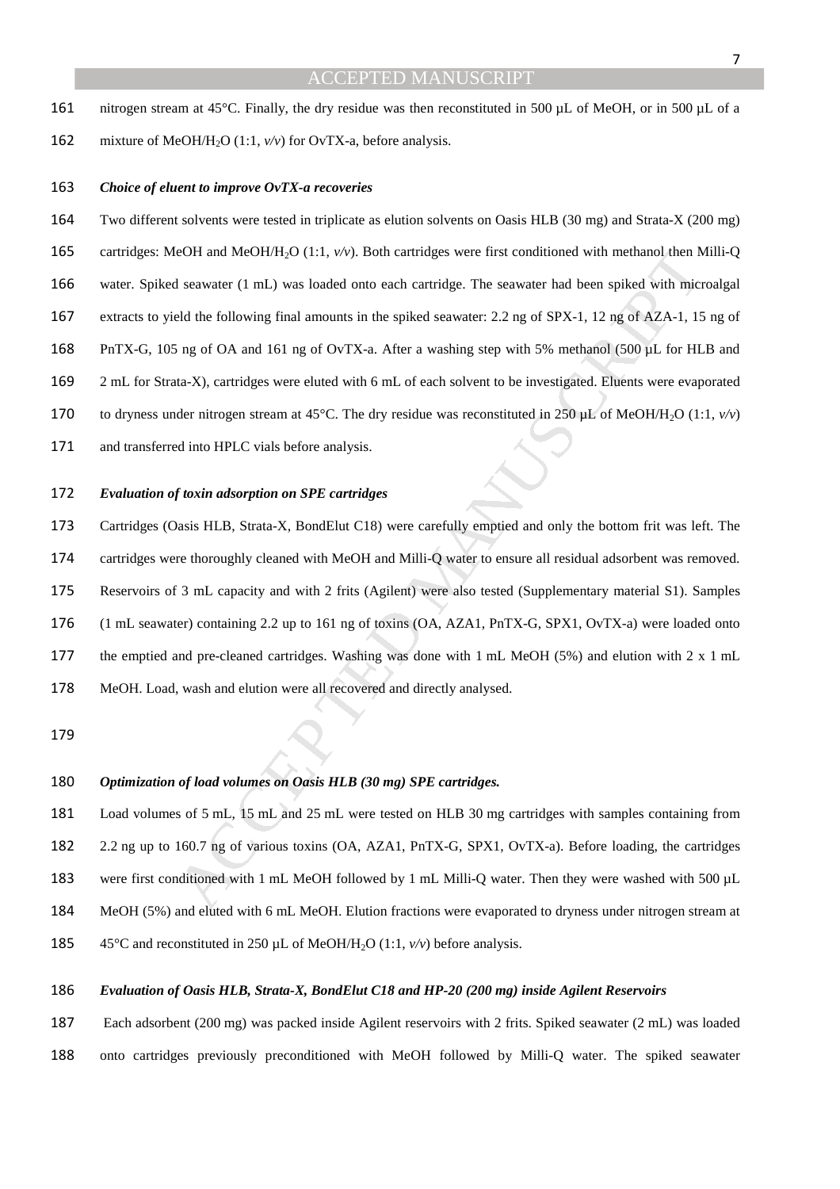nitrogen stream at 45°C. Finally, the dry residue was then reconstituted in 500 µL of MeOH, or in 500 µL of a mixture of MeOH/$H_2O$ (1:1, *v/v*) for OvTX-a, before analysis.

***Choice of eluent to improve OvTX-a recoveries***

Two different solvents were tested in triplicate as elution solvents on Oasis HLB (30 mg) and Strata-X (200 mg) cartridges: MeOH and MeOH/$H_2O$ (1:1, *v/v*). Both cartridges were first conditioned with methanol then Milli-Q water. Spiked seawater (1 mL) was loaded onto each cartridge. The seawater had been spiked with microalgal extracts to yield the following final amounts in the spiked seawater: 2.2 ng of SPX-1, 12 ng of AZA-1, 15 ng of PnTX-G, 105 ng of OA and 161 ng of OvTX-a. After a washing step with 5% methanol (500 µL for HLB and 2 mL for Strata-X), cartridges were eluted with 6 mL of each solvent to be investigated. Eluents were evaporated to dryness under nitrogen stream at 45°C. The dry residue was reconstituted in 250 µL of MeOH/$H_2O$ (1:1, *v/v*) and transferred into HPLC vials before analysis.

***Evaluation of toxin adsorption on SPE cartridges***

Cartridges (Oasis HLB, Strata-X, BondElut C18) were carefully emptied and only the bottom frit was left. The cartridges were thoroughly cleaned with MeOH and Milli-Q water to ensure all residual adsorbent was removed. Reservoirs of 3 mL capacity and with 2 frits (Agilent) were also tested (Supplementary material S1). Samples (1 mL seawater) containing 2.2 up to 161 ng of toxins (OA, AZA1, PnTX-G, SPX1, OvTX-a) were loaded onto the emptied and pre-cleaned cartridges. Washing was done with 1 mL MeOH (5%) and elution with 2 x 1 mL MeOH. Load, wash and elution were all recovered and directly analysed.

***Optimization of load volumes on Oasis HLB (30 mg) SPE cartridges.***

Load volumes of 5 mL, 15 mL and 25 mL were tested on HLB 30 mg cartridges with samples containing from 2.2 ng up to 160.7 ng of various toxins (OA, AZA1, PnTX-G, SPX1, OvTX-a). Before loading, the cartridges were first conditioned with 1 mL MeOH followed by 1 mL Milli-Q water. Then they were washed with 500 µL MeOH (5%) and eluted with 6 mL MeOH. Elution fractions were evaporated to dryness under nitrogen stream at 45°C and reconstituted in 250 µL of MeOH/$H_2O$ (1:1, *v/v*) before analysis.

***Evaluation of Oasis HLB, Strata-X, BondElut C18 and HP-20 (200 mg) inside Agilent Reservoirs***

Each adsorbent (200 mg) was packed inside Agilent reservoirs with 2 frits. Spiked seawater (2 mL) was loaded onto cartridges previously preconditioned with MeOH followed by Milli-Q water. The spiked seawater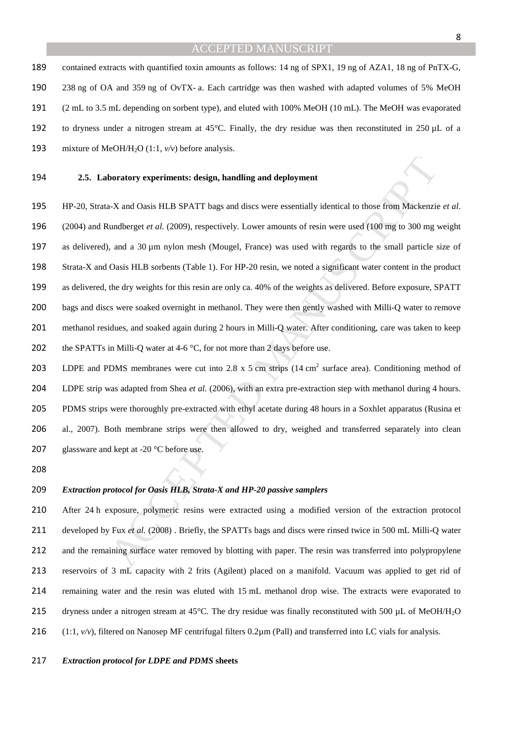contained extracts with quantified toxin amounts as follows: 14 ng of SPX1, 19 ng of AZA1, 18 ng of PnTX-G, 238 ng of OA and 359 ng of OvTX- a. Each cartridge was then washed with adapted volumes of 5% MeOH (2 mL to 3.5 mL depending on sorbent type), and eluted with 100% MeOH (10 mL). The MeOH was evaporated to dryness under a nitrogen stream at 45°C. Finally, the dry residue was then reconstituted in 250 µL of a mixture of MeOH/$H_2O$ (1:1, *v/v*) before analysis.

### 2.5. Laboratory experiments: design, handling and deployment

HP-20, Strata-X and Oasis HLB SPATT bags and discs were essentially identical to those from Mackenzie *et al*. (2004) and Rundberget *et al.* (2009), respectively. Lower amounts of resin were used (100 mg to 300 mg weight as delivered), and a 30 µm nylon mesh (Mougel, France) was used with regards to the small particle size of Strata-X and Oasis HLB sorbents (Table 1). For HP-20 resin, we noted a significant water content in the product as delivered, the dry weights for this resin are only ca. 40% of the weights as delivered. Before exposure, SPATT bags and discs were soaked overnight in methanol. They were then gently washed with Milli-Q water to remove methanol residues, and soaked again during 2 hours in Milli-Q water. After conditioning, care was taken to keep the SPATTs in Milli-Q water at 4-6 °C, for not more than 2 days before use.

LDPE and PDMS membranes were cut into 2.8 x 5 cm strips (14 $cm^2$ surface area). Conditioning method of LDPE strip was adapted from Shea *et al.* (2006), with an extra pre-extraction step with methanol during 4 hours. PDMS strips were thoroughly pre-extracted with ethyl acetate during 48 hours in a Soxhlet apparatus (Rusina et al., 2007). Both membrane strips were then allowed to dry, weighed and transferred separately into clean glassware and kept at -20 °C before use.

***Extraction protocol for Oasis HLB, Strata-X and HP-20 passive samplers***

After 24 h exposure, polymeric resins were extracted using a modified version of the extraction protocol developed by Fux *et al.* (2008) . Briefly, the SPATTs bags and discs were rinsed twice in 500 mL Milli-Q water and the remaining surface water removed by blotting with paper. The resin was transferred into polypropylene reservoirs of 3 mL capacity with 2 frits (Agilent) placed on a manifold. Vacuum was applied to get rid of remaining water and the resin was eluted with 15 mL methanol drop wise. The extracts were evaporated to dryness under a nitrogen stream at 45°C. The dry residue was finally reconstituted with 500 µL of MeOH/$H_2O$ (1:1, *v/v*), filtered on Nanosep MF centrifugal filters 0.2µm (Pall) and transferred into LC vials for analysis.

***Extraction protocol for LDPE and PDMS* sheets**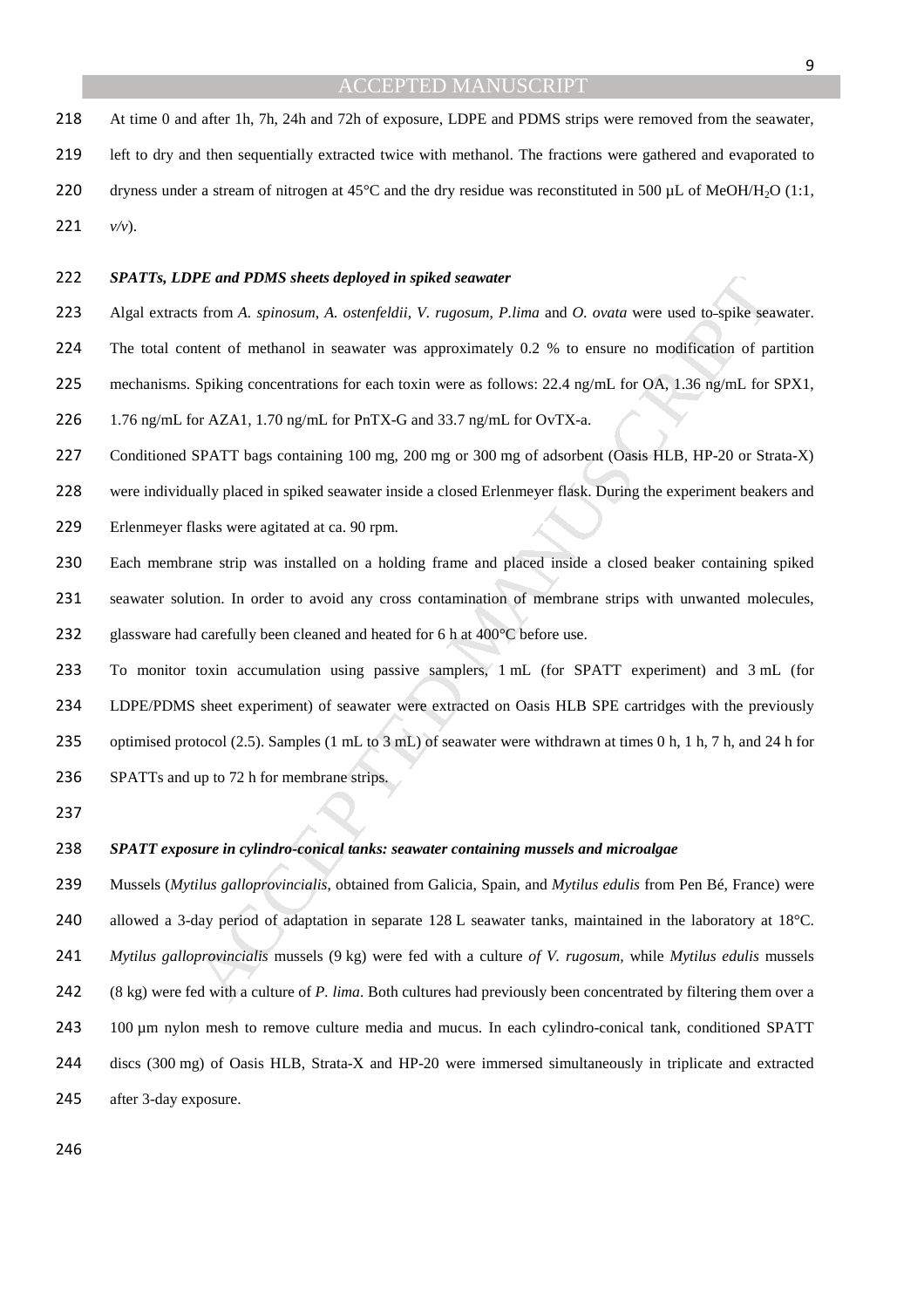At time 0 and after 1h, 7h, 24h and 72h of exposure, LDPE and PDMS strips were removed from the seawater, left to dry and then sequentially extracted twice with methanol. The fractions were gathered and evaporated to dryness under a stream of nitrogen at 45°C and the dry residue was reconstituted in 500 µL of MeOH/$H_2O$ (1:1, *v/v*).

***SPATTs, LDPE and PDMS sheets deployed in spiked seawater***

Algal extracts from *A. spinosum*, *A. ostenfeldii*, *V. rugosum*, *P.lima* and *O. ovata* were used to spike seawater. The total content of methanol in seawater was approximately 0.2 % to ensure no modification of partition mechanisms. Spiking concentrations for each toxin were as follows: 22.4 ng/mL for OA, 1.36 ng/mL for SPX1, 1.76 ng/mL for AZA1, 1.70 ng/mL for PnTX-G and 33.7 ng/mL for OvTX-a.

Conditioned SPATT bags containing 100 mg, 200 mg or 300 mg of adsorbent (Oasis HLB, HP-20 or Strata-X) were individually placed in spiked seawater inside a closed Erlenmeyer flask. During the experiment beakers and Erlenmeyer flasks were agitated at ca. 90 rpm.

Each membrane strip was installed on a holding frame and placed inside a closed beaker containing spiked seawater solution. In order to avoid any cross contamination of membrane strips with unwanted molecules, glassware had carefully been cleaned and heated for 6 h at 400°C before use.

To monitor toxin accumulation using passive samplers, 1 mL (for SPATT experiment) and 3 mL (for LDPE/PDMS sheet experiment) of seawater were extracted on Oasis HLB SPE cartridges with the previously optimised protocol (2.5). Samples (1 mL to 3 mL) of seawater were withdrawn at times 0 h, 1 h, 7 h, and 24 h for SPATTs and up to 72 h for membrane strips.

***SPATT exposure in cylindro-conical tanks: seawater containing mussels and microalgae***

Mussels (*Mytilus galloprovincialis*, obtained from Galicia, Spain, and *Mytilus edulis* from Pen Bé, France) were allowed a 3-day period of adaptation in separate 128 L seawater tanks, maintained in the laboratory at 18°C. *Mytilus galloprovincialis* mussels (9 kg) were fed with a culture *of V. rugosum*, while *Mytilus edulis* mussels (8 kg) were fed with a culture of *P. lima*. Both cultures had previously been concentrated by filtering them over a 100 µm nylon mesh to remove culture media and mucus. In each cylindro-conical tank, conditioned SPATT discs (300 mg) of Oasis HLB, Strata-X and HP-20 were immersed simultaneously in triplicate and extracted after 3-day exposure.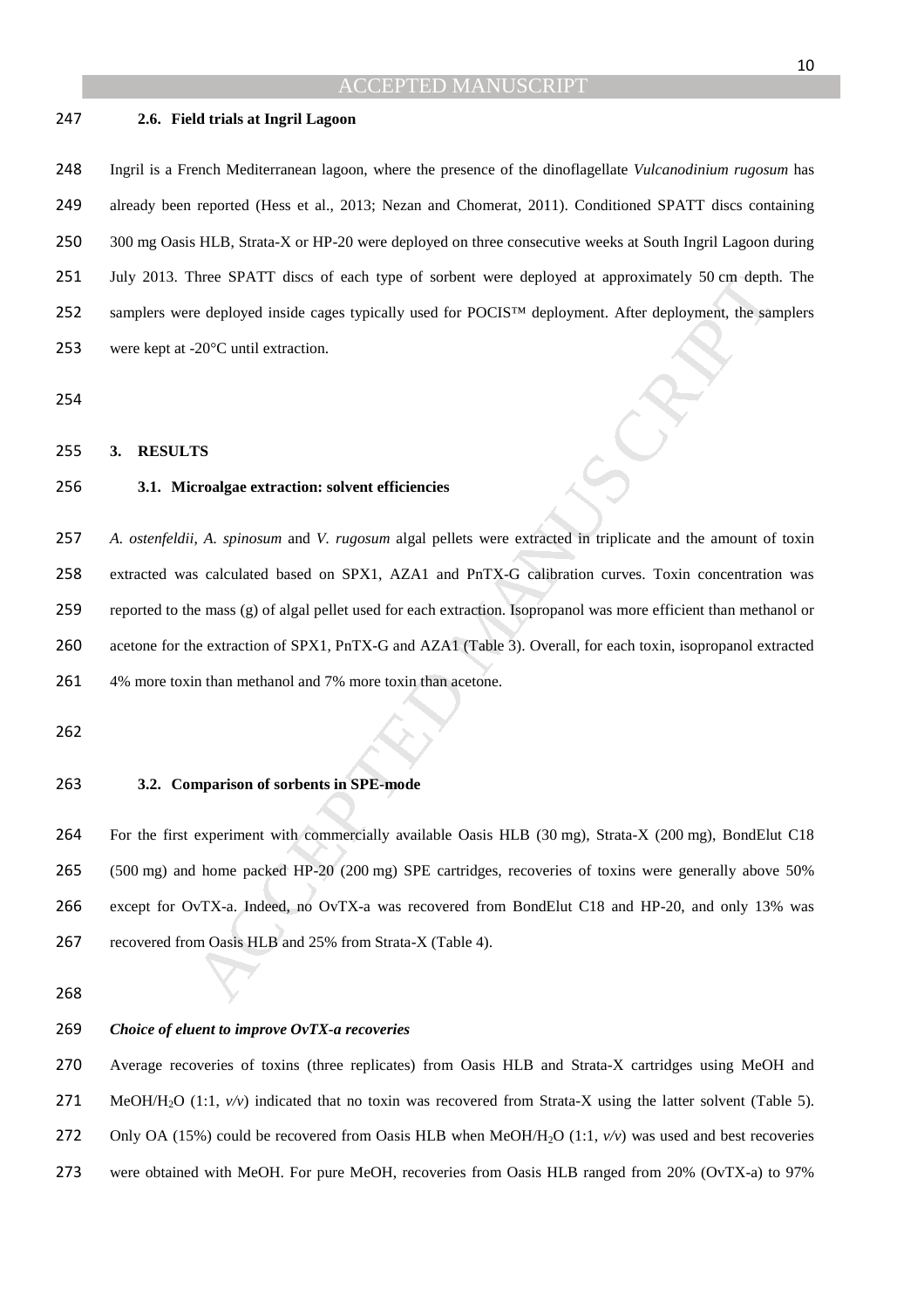### 2.6. Field trials at Ingril Lagoon

Ingril is a French Mediterranean lagoon, where the presence of the dinoflagellate *Vulcanodinium rugosum* has already been reported (Hess et al., 2013; Nezan and Chomerat, 2011). Conditioned SPATT discs containing 300 mg Oasis HLB, Strata-X or HP-20 were deployed on three consecutive weeks at South Ingril Lagoon during July 2013. Three SPATT discs of each type of sorbent were deployed at approximately 50 cm depth. The samplers were deployed inside cages typically used for POCIS™ deployment. After deployment, the samplers were kept at -20°C until extraction.

## 3. RESULTS

### 3.1. Microalgae extraction: solvent efficiencies

*A. ostenfeldii, A. spinosum* and *V. rugosum* algal pellets were extracted in triplicate and the amount of toxin extracted was calculated based on SPX1, AZA1 and PnTX-G calibration curves. Toxin concentration was reported to the mass (g) of algal pellet used for each extraction. Isopropanol was more efficient than methanol or acetone for the extraction of SPX1, PnTX-G and AZA1 (Table 3). Overall, for each toxin, isopropanol extracted 4% more toxin than methanol and 7% more toxin than acetone.

### 3.2. Comparison of sorbents in SPE-mode

For the first experiment with commercially available Oasis HLB (30 mg), Strata-X (200 mg), BondElut C18 (500 mg) and home packed HP-20 (200 mg) SPE cartridges, recoveries of toxins were generally above 50% except for OvTX-a. Indeed, no OvTX-a was recovered from BondElut C18 and HP-20, and only 13% was recovered from Oasis HLB and 25% from Strata-X (Table 4).

***Choice of eluent to improve OvTX-a recoveries***

Average recoveries of toxins (three replicates) from Oasis HLB and Strata-X cartridges using MeOH and MeOH/$H_2O$ (1:1, *v/v*) indicated that no toxin was recovered from Strata-X using the latter solvent (Table 5). Only OA (15%) could be recovered from Oasis HLB when MeOH/$H_2O$ (1:1, *v/v*) was used and best recoveries were obtained with MeOH. For pure MeOH, recoveries from Oasis HLB ranged from 20% (OvTX-a) to 97%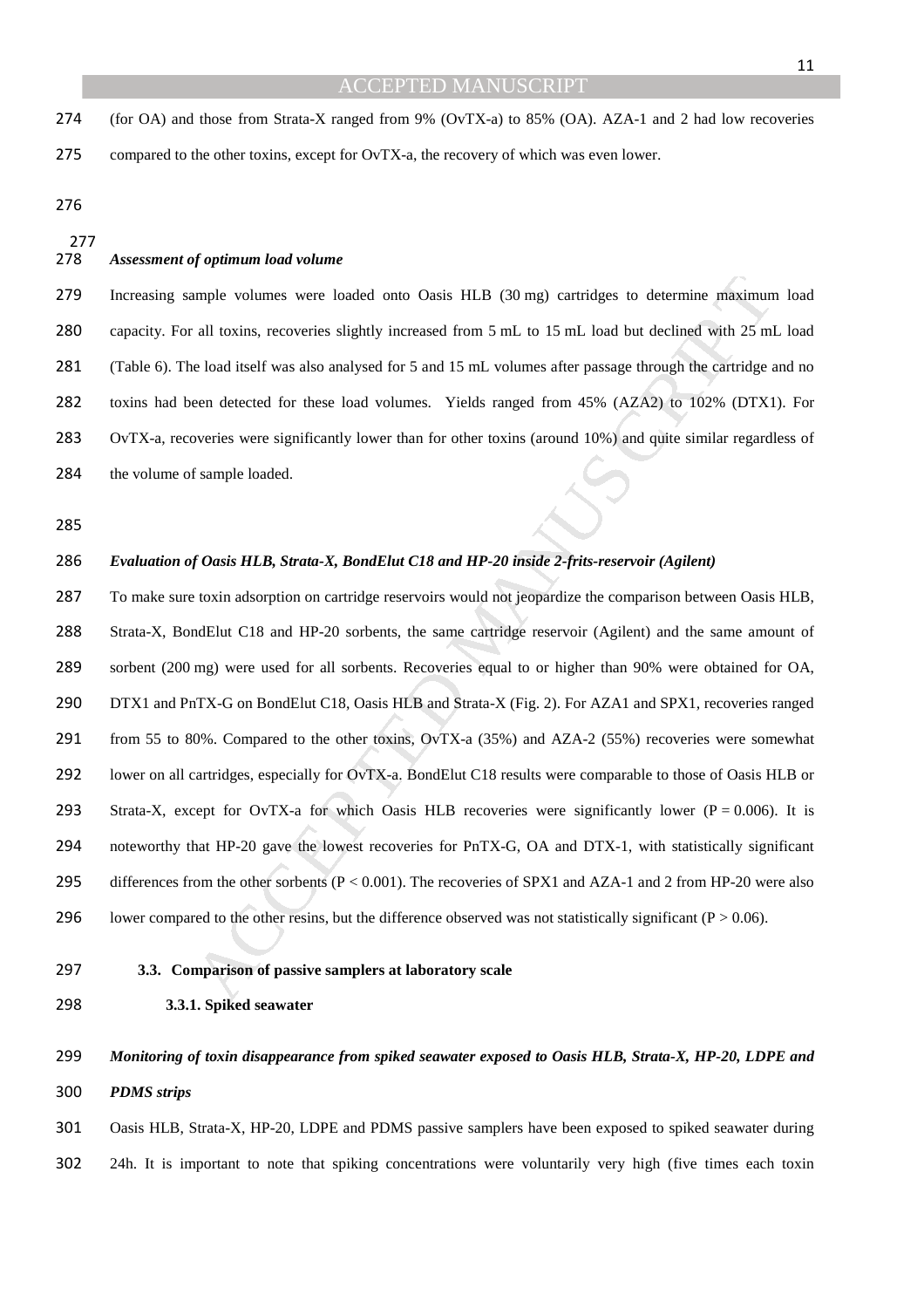(for OA) and those from Strata-X ranged from 9% (OvTX-a) to 85% (OA). AZA-1 and 2 had low recoveries compared to the other toxins, except for OvTX-a, the recovery of which was even lower.

***Assessment of optimum load volume***

Increasing sample volumes were loaded onto Oasis HLB (30 mg) cartridges to determine maximum load capacity. For all toxins, recoveries slightly increased from 5 mL to 15 mL load but declined with 25 mL load (Table 6). The load itself was also analysed for 5 and 15 mL volumes after passage through the cartridge and no toxins had been detected for these load volumes. Yields ranged from 45% (AZA2) to 102% (DTX1). For OvTX-a, recoveries were significantly lower than for other toxins (around 10%) and quite similar regardless of the volume of sample loaded.

***Evaluation of Oasis HLB, Strata-X, BondElut C18 and HP-20 inside 2-frits-reservoir (Agilent)***

To make sure toxin adsorption on cartridge reservoirs would not jeopardize the comparison between Oasis HLB, Strata-X, BondElut C18 and HP-20 sorbents, the same cartridge reservoir (Agilent) and the same amount of sorbent (200 mg) were used for all sorbents. Recoveries equal to or higher than 90% were obtained for OA, DTX1 and PnTX-G on BondElut C18, Oasis HLB and Strata-X (Fig. 2). For AZA1 and SPX1, recoveries ranged from 55 to 80%. Compared to the other toxins, OvTX-a (35%) and AZA-2 (55%) recoveries were somewhat lower on all cartridges, especially for OvTX-a. BondElut C18 results were comparable to those of Oasis HLB or Strata-X, except for OvTX-a for which Oasis HLB recoveries were significantly lower ($P = 0.006$). It is noteworthy that HP-20 gave the lowest recoveries for PnTX-G, OA and DTX-1, with statistically significant differences from the other sorbents ($P < 0.001$). The recoveries of SPX1 and AZA-1 and 2 from HP-20 were also lower compared to the other resins, but the difference observed was not statistically significant ($P > 0.06$).

### 3.3. Comparison of passive samplers at laboratory scale

#### 3.3.1. Spiked seawater

***Monitoring of toxin disappearance from spiked seawater exposed to Oasis HLB, Strata-X, HP-20, LDPE and PDMS strips***

Oasis HLB, Strata-X, HP-20, LDPE and PDMS passive samplers have been exposed to spiked seawater during 24h. It is important to note that spiking concentrations were voluntarily very high (five times each toxin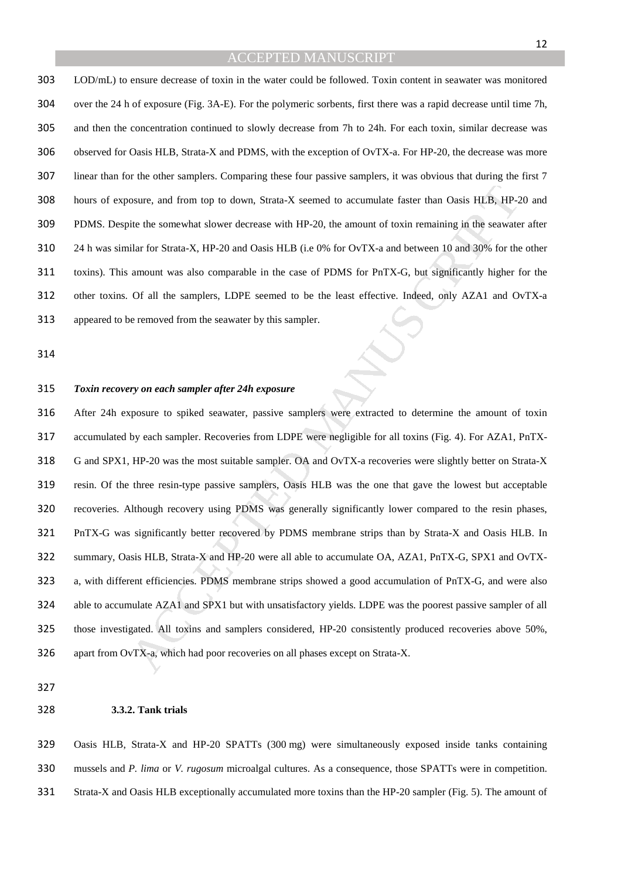LOD/mL) to ensure decrease of toxin in the water could be followed. Toxin content in seawater was monitored over the 24 h of exposure (Fig. 3A-E). For the polymeric sorbents, first there was a rapid decrease until time 7h, and then the concentration continued to slowly decrease from 7h to 24h. For each toxin, similar decrease was observed for Oasis HLB, Strata-X and PDMS, with the exception of OvTX-a. For HP-20, the decrease was more linear than for the other samplers. Comparing these four passive samplers, it was obvious that during the first 7 hours of exposure, and from top to down, Strata-X seemed to accumulate faster than Oasis HLB, HP-20 and PDMS. Despite the somewhat slower decrease with HP-20, the amount of toxin remaining in the seawater after 24 h was similar for Strata-X, HP-20 and Oasis HLB (i.e 0% for OvTX-a and between 10 and 30% for the other toxins). This amount was also comparable in the case of PDMS for PnTX-G, but significantly higher for the other toxins. Of all the samplers, LDPE seemed to be the least effective. Indeed, only AZA1 and OvTX-a appeared to be removed from the seawater by this sampler.

***Toxin recovery on each sampler after 24h exposure***

After 24h exposure to spiked seawater, passive samplers were extracted to determine the amount of toxin accumulated by each sampler. Recoveries from LDPE were negligible for all toxins (Fig. 4). For AZA1, PnTX-G and SPX1, HP-20 was the most suitable sampler. OA and OvTX-a recoveries were slightly better on Strata-X resin. Of the three resin-type passive samplers, Oasis HLB was the one that gave the lowest but acceptable recoveries. Although recovery using PDMS was generally significantly lower compared to the resin phases, PnTX-G was significantly better recovered by PDMS membrane strips than by Strata-X and Oasis HLB. In summary, Oasis HLB, Strata-X and HP-20 were all able to accumulate OA, AZA1, PnTX-G, SPX1 and OvTX-a, with different efficiencies. PDMS membrane strips showed a good accumulation of PnTX-G, and were also able to accumulate AZA1 and SPX1 but with unsatisfactory yields. LDPE was the poorest passive sampler of all those investigated. All toxins and samplers considered, HP-20 consistently produced recoveries above 50%, apart from OvTX-a, which had poor recoveries on all phases except on Strata-X.

#### 3.3.2. Tank trials

Oasis HLB, Strata-X and HP-20 SPATTs (300 mg) were simultaneously exposed inside tanks containing mussels and *P. lima* or *V. rugosum* microalgal cultures. As a consequence, those SPATTs were in competition. Strata-X and Oasis HLB exceptionally accumulated more toxins than the HP-20 sampler (Fig. 5). The amount of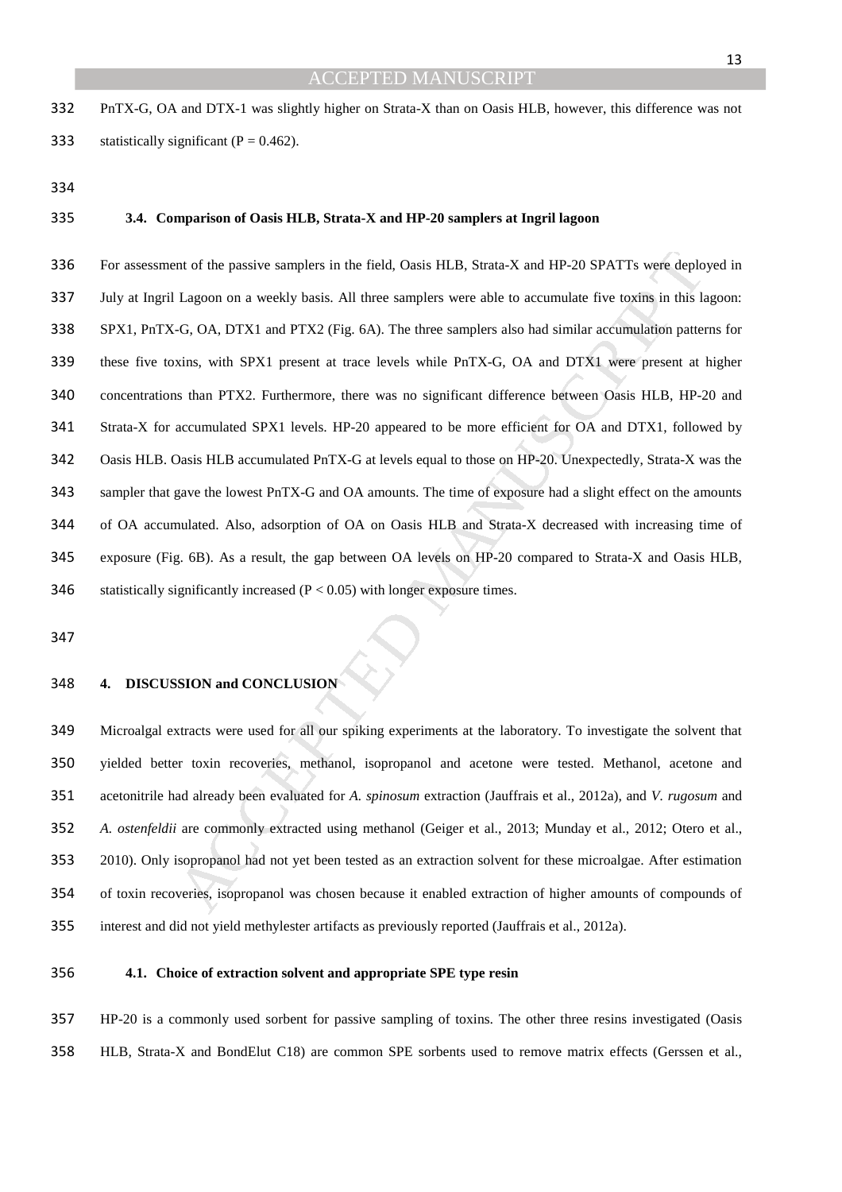PnTX-G, OA and DTX-1 was slightly higher on Strata-X than on Oasis HLB, however, this difference was not statistically significant ($P = 0.462$).

### 3.4. Comparison of Oasis HLB, Strata-X and HP-20 samplers at Ingril lagoon

For assessment of the passive samplers in the field, Oasis HLB, Strata-X and HP-20 SPATTs were deployed in July at Ingril Lagoon on a weekly basis. All three samplers were able to accumulate five toxins in this lagoon: SPX1, PnTX-G, OA, DTX1 and PTX2 (Fig. 6A). The three samplers also had similar accumulation patterns for these five toxins, with SPX1 present at trace levels while PnTX-G, OA and DTX1 were present at higher concentrations than PTX2. Furthermore, there was no significant difference between Oasis HLB, HP-20 and Strata-X for accumulated SPX1 levels. HP-20 appeared to be more efficient for OA and DTX1, followed by Oasis HLB. Oasis HLB accumulated PnTX-G at levels equal to those on HP-20. Unexpectedly, Strata-X was the sampler that gave the lowest PnTX-G and OA amounts. The time of exposure had a slight effect on the amounts of OA accumulated. Also, adsorption of OA on Oasis HLB and Strata-X decreased with increasing time of exposure (Fig. 6B). As a result, the gap between OA levels on HP-20 compared to Strata-X and Oasis HLB, statistically significantly increased ($P < 0.05$) with longer exposure times.

## 4. DISCUSSION and CONCLUSION

Microalgal extracts were used for all our spiking experiments at the laboratory. To investigate the solvent that yielded better toxin recoveries, methanol, isopropanol and acetone were tested. Methanol, acetone and acetonitrile had already been evaluated for *A. spinosum* extraction (Jauffrais et al., 2012a), and *V. rugosum* and *A. ostenfeldii* are commonly extracted using methanol (Geiger et al., 2013; Munday et al., 2012; Otero et al., 2010). Only isopropanol had not yet been tested as an extraction solvent for these microalgae. After estimation of toxin recoveries, isopropanol was chosen because it enabled extraction of higher amounts of compounds of interest and did not yield methylester artifacts as previously reported (Jauffrais et al., 2012a).

### 4.1. Choice of extraction solvent and appropriate SPE type resin

HP-20 is a commonly used sorbent for passive sampling of toxins. The other three resins investigated (Oasis HLB, Strata-X and BondElut C18) are common SPE sorbents used to remove matrix effects (Gerssen et al.,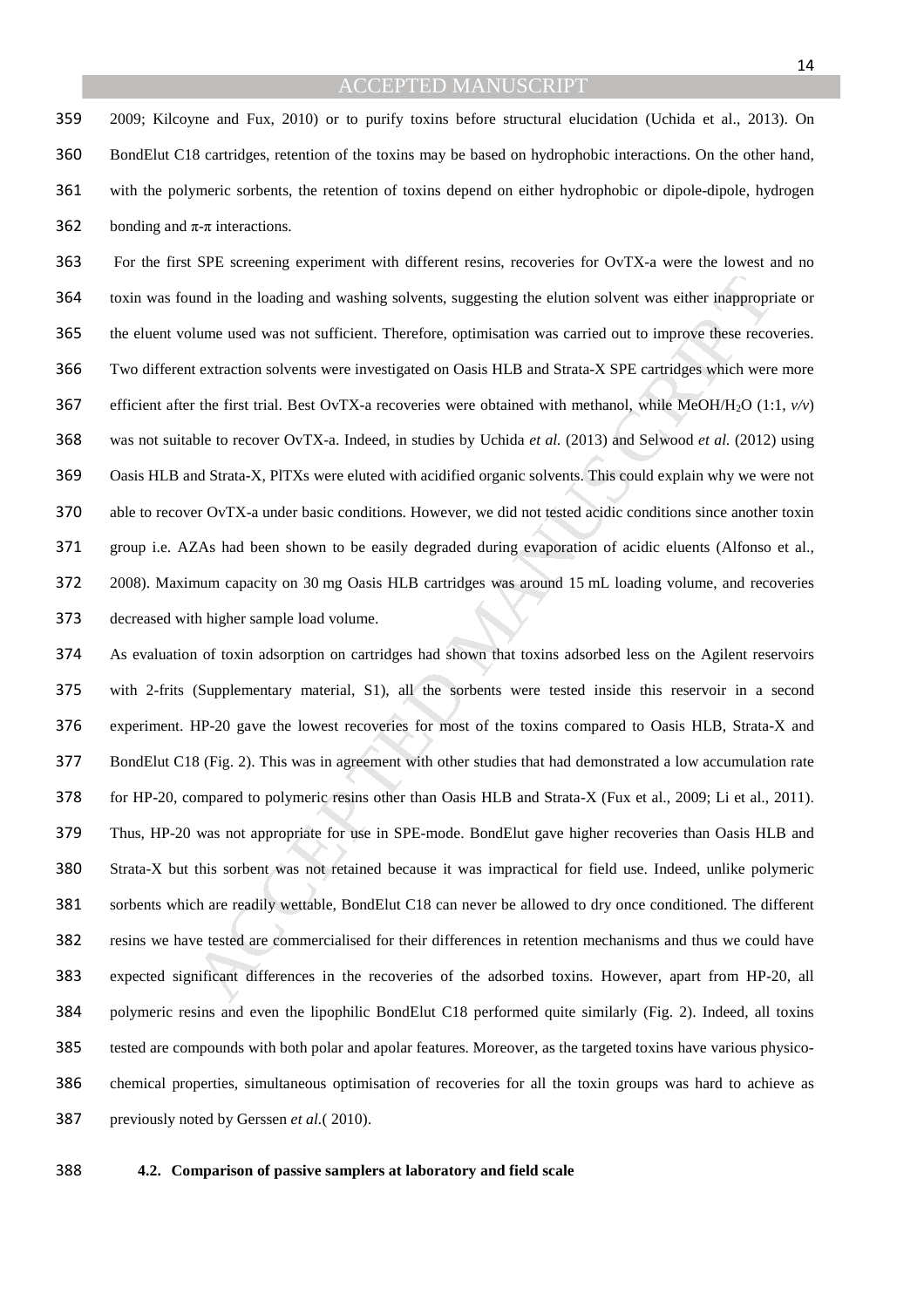2009; Kilcoyne and Fux, 2010) or to purify toxins before structural elucidation (Uchida et al., 2013). On BondElut C18 cartridges, retention of the toxins may be based on hydrophobic interactions. On the other hand, with the polymeric sorbents, the retention of toxins depend on either hydrophobic or dipole-dipole, hydrogen bonding and π-π interactions.

For the first SPE screening experiment with different resins, recoveries for OvTX-a were the lowest and no toxin was found in the loading and washing solvents, suggesting the elution solvent was either inappropriate or the eluent volume used was not sufficient. Therefore, optimisation was carried out to improve these recoveries. Two different extraction solvents were investigated on Oasis HLB and Strata-X SPE cartridges which were more efficient after the first trial. Best OvTX-a recoveries were obtained with methanol, while MeOH/$H_2O$ (1:1, *v/v*) was not suitable to recover OvTX-a. Indeed, in studies by Uchida *et al.* (2013) and Selwood *et al.* (2012) using Oasis HLB and Strata-X, PlTXs were eluted with acidified organic solvents. This could explain why we were not able to recover OvTX-a under basic conditions. However, we did not tested acidic conditions since another toxin group i.e. AZAs had been shown to be easily degraded during evaporation of acidic eluents (Alfonso et al., 2008). Maximum capacity on 30 mg Oasis HLB cartridges was around 15 mL loading volume, and recoveries decreased with higher sample load volume.

As evaluation of toxin adsorption on cartridges had shown that toxins adsorbed less on the Agilent reservoirs with 2-frits (Supplementary material, S1), all the sorbents were tested inside this reservoir in a second experiment. HP-20 gave the lowest recoveries for most of the toxins compared to Oasis HLB, Strata-X and BondElut C18 (Fig. 2). This was in agreement with other studies that had demonstrated a low accumulation rate for HP-20, compared to polymeric resins other than Oasis HLB and Strata-X (Fux et al., 2009; Li et al., 2011). Thus, HP-20 was not appropriate for use in SPE-mode. BondElut gave higher recoveries than Oasis HLB and Strata-X but this sorbent was not retained because it was impractical for field use. Indeed, unlike polymeric sorbents which are readily wettable, BondElut C18 can never be allowed to dry once conditioned. The different resins we have tested are commercialised for their differences in retention mechanisms and thus we could have expected significant differences in the recoveries of the adsorbed toxins. However, apart from HP-20, all polymeric resins and even the lipophilic BondElut C18 performed quite similarly (Fig. 2). Indeed, all toxins tested are compounds with both polar and apolar features. Moreover, as the targeted toxins have various physico-chemical properties, simultaneous optimisation of recoveries for all the toxin groups was hard to achieve as previously noted by Gerssen *et al.*( 2010).

### 4.2. Comparison of passive samplers at laboratory and field scale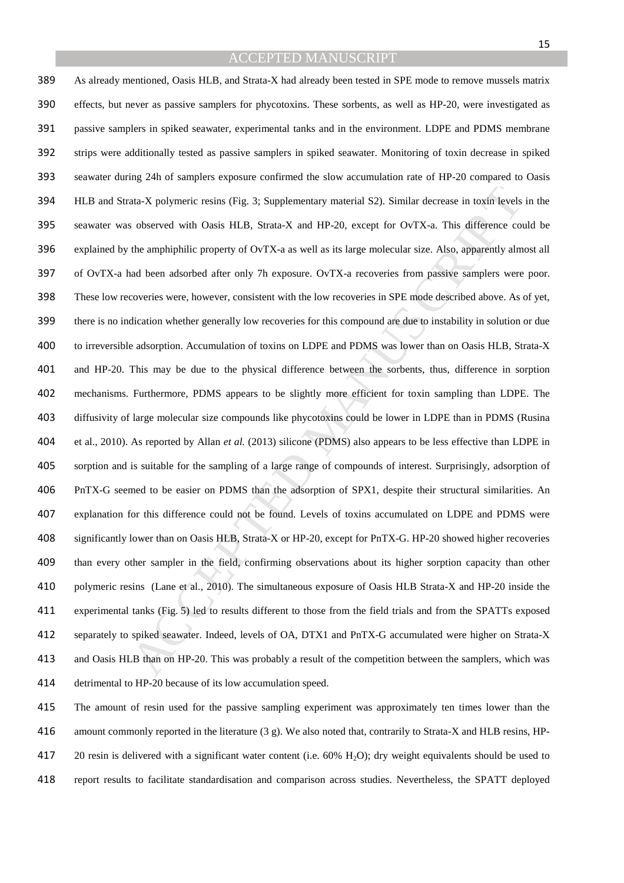As already mentioned, Oasis HLB, and Strata-X had already been tested in SPE mode to remove mussels matrix effects, but never as passive samplers for phycotoxins. These sorbents, as well as HP-20, were investigated as passive samplers in spiked seawater, experimental tanks and in the environment. LDPE and PDMS membrane strips were additionally tested as passive samplers in spiked seawater. Monitoring of toxin decrease in spiked seawater during 24h of samplers exposure confirmed the slow accumulation rate of HP-20 compared to Oasis HLB and Strata-X polymeric resins (Fig. 3; Supplementary material S2). Similar decrease in toxin levels in the seawater was observed with Oasis HLB, Strata-X and HP-20, except for OvTX-a. This difference could be explained by the amphiphilic property of OvTX-a as well as its large molecular size. Also, apparently almost all of OvTX-a had been adsorbed after only 7h exposure. OvTX-a recoveries from passive samplers were poor. These low recoveries were, however, consistent with the low recoveries in SPE mode described above. As of yet, there is no indication whether generally low recoveries for this compound are due to instability in solution or due to irreversible adsorption. Accumulation of toxins on LDPE and PDMS was lower than on Oasis HLB, Strata-X and HP-20. This may be due to the physical difference between the sorbents, thus, difference in sorption mechanisms. Furthermore, PDMS appears to be slightly more efficient for toxin sampling than LDPE. The diffusivity of large molecular size compounds like phycotoxins could be lower in LDPE than in PDMS (Rusina et al., 2010). As reported by Allan *et al.* (2013) silicone (PDMS) also appears to be less effective than LDPE in sorption and is suitable for the sampling of a large range of compounds of interest. Surprisingly, adsorption of PnTX-G seemed to be easier on PDMS than the adsorption of SPX1, despite their structural similarities. An explanation for this difference could not be found. Levels of toxins accumulated on LDPE and PDMS were significantly lower than on Oasis HLB, Strata-X or HP-20, except for PnTX-G. HP-20 showed higher recoveries than every other sampler in the field, confirming observations about its higher sorption capacity than other polymeric resins (Lane et al., 2010). The simultaneous exposure of Oasis HLB Strata-X and HP-20 inside the experimental tanks (Fig. 5) led to results different to those from the field trials and from the SPATTs exposed separately to spiked seawater. Indeed, levels of OA, DTX1 and PnTX-G accumulated were higher on Strata-X and Oasis HLB than on HP-20. This was probably a result of the competition between the samplers, which was detrimental to HP-20 because of its low accumulation speed.

The amount of resin used for the passive sampling experiment was approximately ten times lower than the amount commonly reported in the literature (3 g). We also noted that, contrarily to Strata-X and HLB resins, HP-20 resin is delivered with a significant water content (i.e. 60% $H_2O$); dry weight equivalents should be used to report results to facilitate standardisation and comparison across studies. Nevertheless, the SPATT deployed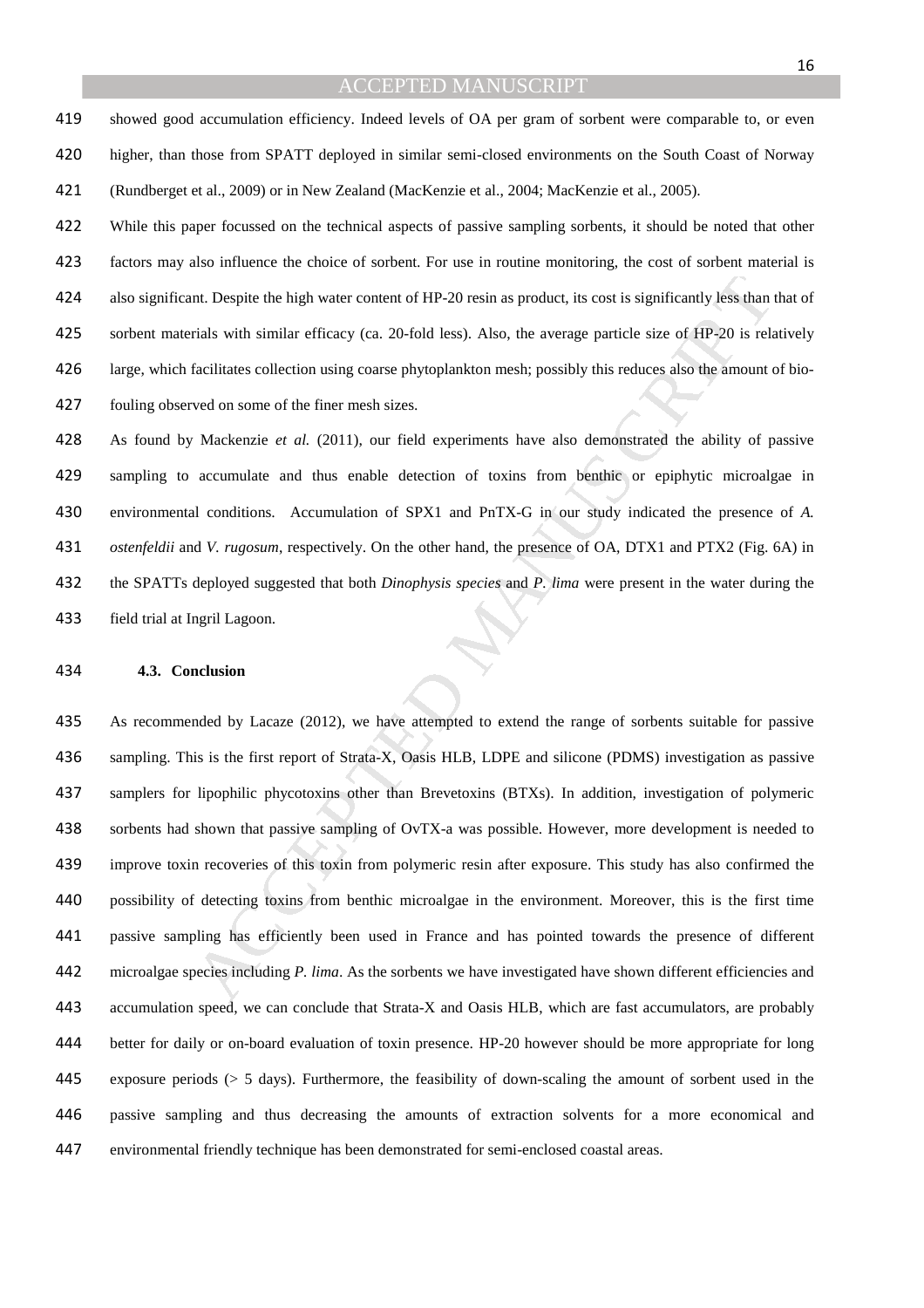showed good accumulation efficiency. Indeed levels of OA per gram of sorbent were comparable to, or even higher, than those from SPATT deployed in similar semi-closed environments on the South Coast of Norway (Rundberget et al., 2009) or in New Zealand (MacKenzie et al., 2004; MacKenzie et al., 2005).

While this paper focussed on the technical aspects of passive sampling sorbents, it should be noted that other factors may also influence the choice of sorbent. For use in routine monitoring, the cost of sorbent material is also significant. Despite the high water content of HP-20 resin as product, its cost is significantly less than that of sorbent materials with similar efficacy (ca. 20-fold less). Also, the average particle size of HP-20 is relatively large, which facilitates collection using coarse phytoplankton mesh; possibly this reduces also the amount of bio-fouling observed on some of the finer mesh sizes.

As found by Mackenzie *et al.* (2011), our field experiments have also demonstrated the ability of passive sampling to accumulate and thus enable detection of toxins from benthic or epiphytic microalgae in environmental conditions. Accumulation of SPX1 and PnTX-G in our study indicated the presence of *A. ostenfeldii* and *V. rugosum*, respectively. On the other hand, the presence of OA, DTX1 and PTX2 (Fig. 6A) in the SPATTs deployed suggested that both *Dinophysis species* and *P. lima* were present in the water during the field trial at Ingril Lagoon.

### 4.3. Conclusion

As recommended by Lacaze (2012), we have attempted to extend the range of sorbents suitable for passive sampling. This is the first report of Strata-X, Oasis HLB, LDPE and silicone (PDMS) investigation as passive samplers for lipophilic phycotoxins other than Brevetoxins (BTXs). In addition, investigation of polymeric sorbents had shown that passive sampling of OvTX-a was possible. However, more development is needed to improve toxin recoveries of this toxin from polymeric resin after exposure. This study has also confirmed the possibility of detecting toxins from benthic microalgae in the environment. Moreover, this is the first time passive sampling has efficiently been used in France and has pointed towards the presence of different microalgae species including *P. lima*. As the sorbents we have investigated have shown different efficiencies and accumulation speed, we can conclude that Strata-X and Oasis HLB, which are fast accumulators, are probably better for daily or on-board evaluation of toxin presence. HP-20 however should be more appropriate for long exposure periods (> 5 days). Furthermore, the feasibility of down-scaling the amount of sorbent used in the passive sampling and thus decreasing the amounts of extraction solvents for a more economical and environmental friendly technique has been demonstrated for semi-enclosed coastal areas.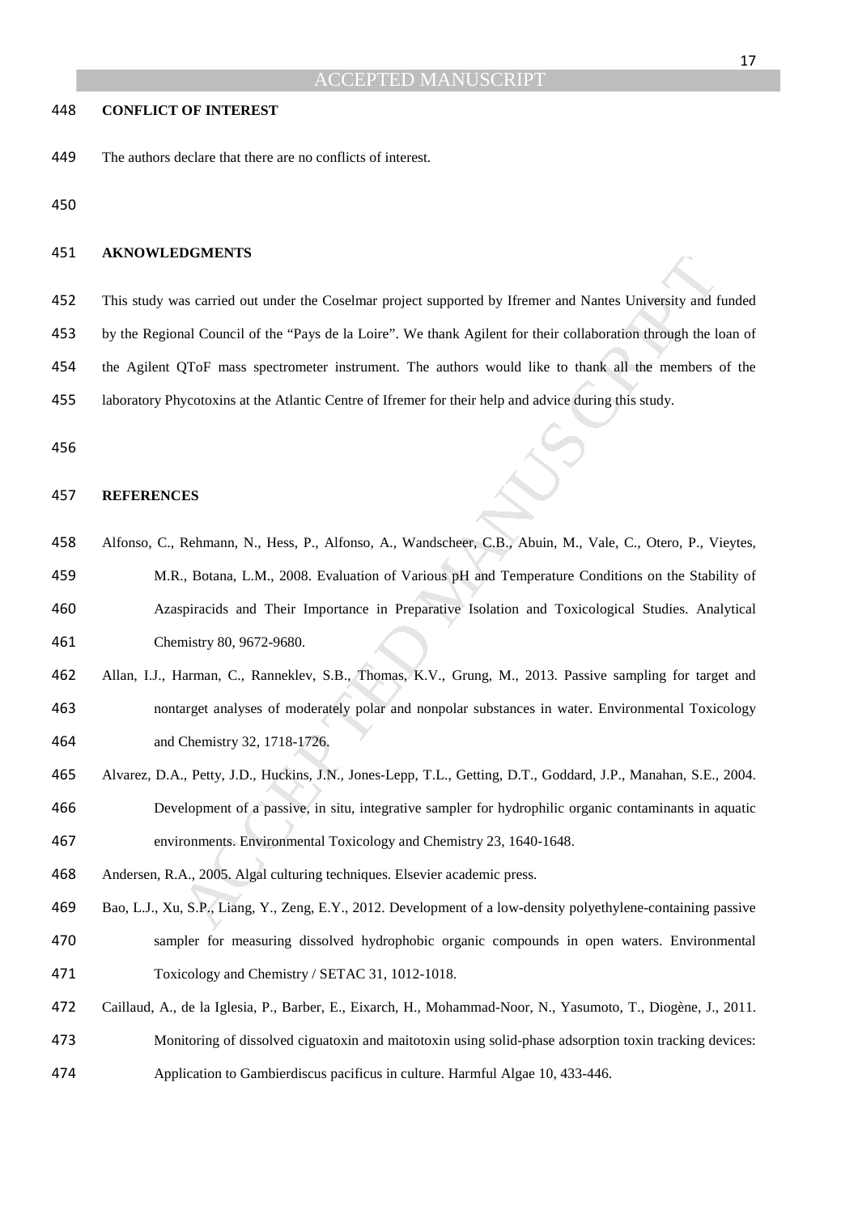**CONFLICT OF INTEREST**

The authors declare that there are no conflicts of interest.

**AKNOWLEDGMENTS**

This study was carried out under the Coselmar project supported by Ifremer and Nantes University and funded by the Regional Council of the "Pays de la Loire". We thank Agilent for their collaboration through the loan of the Agilent QToF mass spectrometer instrument. The authors would like to thank all the members of the laboratory Phycotoxins at the Atlantic Centre of Ifremer for their help and advice during this study.

**REFERENCES**

Alfonso, C., Rehmann, N., Hess, P., Alfonso, A., Wandscheer, C.B., Abuin, M., Vale, C., Otero, P., Vieytes, M.R., Botana, L.M., 2008. Evaluation of Various pH and Temperature Conditions on the Stability of Azaspiracids and Their Importance in Preparative Isolation and Toxicological Studies. Analytical Chemistry 80, 9672-9680.

Allan, I.J., Harman, C., Ranneklev, S.B., Thomas, K.V., Grung, M., 2013. Passive sampling for target and nontarget analyses of moderately polar and nonpolar substances in water. Environmental Toxicology and Chemistry 32, 1718-1726.

Alvarez, D.A., Petty, J.D., Huckins, J.N., Jones-Lepp, T.L., Getting, D.T., Goddard, J.P., Manahan, S.E., 2004. Development of a passive, in situ, integrative sampler for hydrophilic organic contaminants in aquatic environments. Environmental Toxicology and Chemistry 23, 1640-1648.

Andersen, R.A., 2005. Algal culturing techniques. Elsevier academic press.

Bao, L.J., Xu, S.P., Liang, Y., Zeng, E.Y., 2012. Development of a low-density polyethylene-containing passive sampler for measuring dissolved hydrophobic organic compounds in open waters. Environmental Toxicology and Chemistry / SETAC 31, 1012-1018.

Caillaud, A., de la Iglesia, P., Barber, E., Eixarch, H., Mohammad-Noor, N., Yasumoto, T., Diogène, J., 2011. Monitoring of dissolved ciguatoxin and maitotoxin using solid-phase adsorption toxin tracking devices: Application to Gambierdiscus pacificus in culture. Harmful Algae 10, 433-446.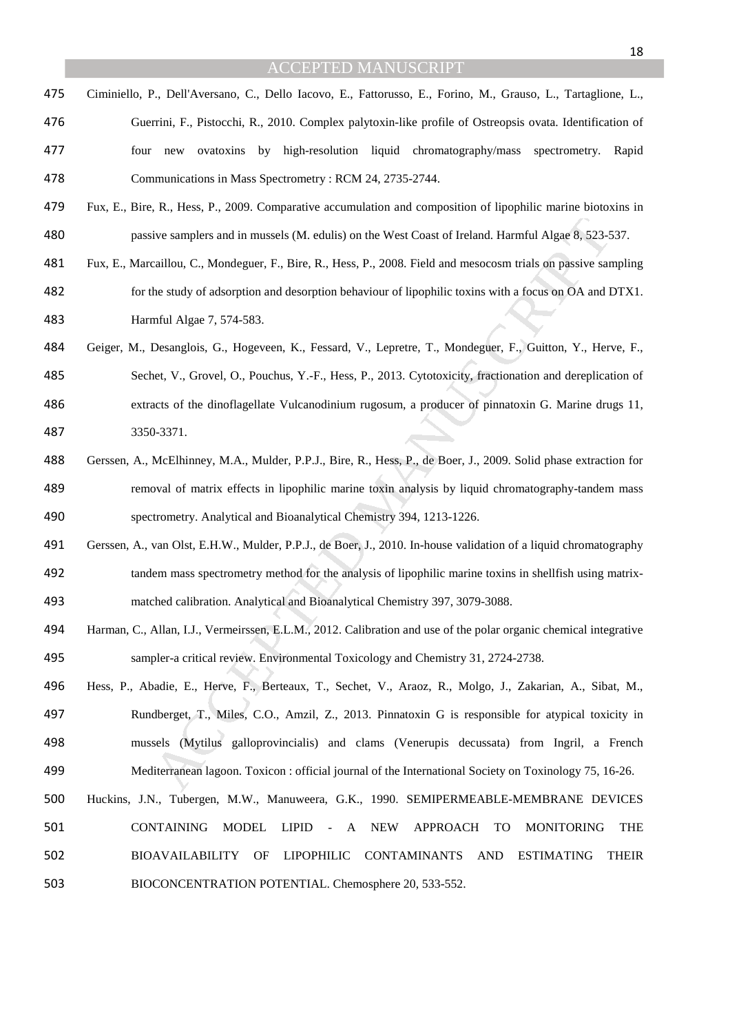Ciminiello, P., Dell'Aversano, C., Dello Iacovo, E., Fattorusso, E., Forino, M., Grauso, L., Tartaglione, L., Guerrini, F., Pistocchi, R., 2010. Complex palytoxin-like profile of Ostreopsis ovata. Identification of four new ovatoxins by high-resolution liquid chromatography/mass spectrometry. Rapid Communications in Mass Spectrometry : RCM 24, 2735-2744.

Fux, E., Bire, R., Hess, P., 2009. Comparative accumulation and composition of lipophilic marine biotoxins in passive samplers and in mussels (M. edulis) on the West Coast of Ireland. Harmful Algae 8, 523-537.

Fux, E., Marcaillou, C., Mondeguer, F., Bire, R., Hess, P., 2008. Field and mesocosm trials on passive sampling for the study of adsorption and desorption behaviour of lipophilic toxins with a focus on OA and DTX1. Harmful Algae 7, 574-583.

Geiger, M., Desanglois, G., Hogeveen, K., Fessard, V., Lepretre, T., Mondeguer, F., Guitton, Y., Herve, F., Sechet, V., Grovel, O., Pouchus, Y.-F., Hess, P., 2013. Cytotoxicity, fractionation and dereplication of extracts of the dinoflagellate Vulcanodinium rugosum, a producer of pinnatoxin G. Marine drugs 11, 3350-3371.

Gerssen, A., McElhinney, M.A., Mulder, P.P.J., Bire, R., Hess, P., de Boer, J., 2009. Solid phase extraction for removal of matrix effects in lipophilic marine toxin analysis by liquid chromatography-tandem mass spectrometry. Analytical and Bioanalytical Chemistry 394, 1213-1226.

Gerssen, A., van Olst, E.H.W., Mulder, P.P.J., de Boer, J., 2010. In-house validation of a liquid chromatography tandem mass spectrometry method for the analysis of lipophilic marine toxins in shellfish using matrix-matched calibration. Analytical and Bioanalytical Chemistry 397, 3079-3088.

Harman, C., Allan, I.J., Vermeirssen, E.L.M., 2012. Calibration and use of the polar organic chemical integrative sampler-a critical review. Environmental Toxicology and Chemistry 31, 2724-2738.

Hess, P., Abadie, E., Herve, F., Berteaux, T., Sechet, V., Araoz, R., Molgo, J., Zakarian, A., Sibat, M., Rundberget, T., Miles, C.O., Amzil, Z., 2013. Pinnatoxin G is responsible for atypical toxicity in mussels (Mytilus galloprovincialis) and clams (Venerupis decussata) from Ingril, a French Mediterranean lagoon. Toxicon : official journal of the International Society on Toxinology 75, 16-26.

Huckins, J.N., Tubergen, M.W., Manuweera, G.K., 1990. SEMIPERMEABLE-MEMBRANE DEVICES CONTAINING MODEL LIPID - A NEW APPROACH TO MONITORING THE BIOAVAILABILITY OF LIPOPHILIC CONTAMINANTS AND ESTIMATING THEIR BIOCONCENTRATION POTENTIAL. Chemosphere 20, 533-552.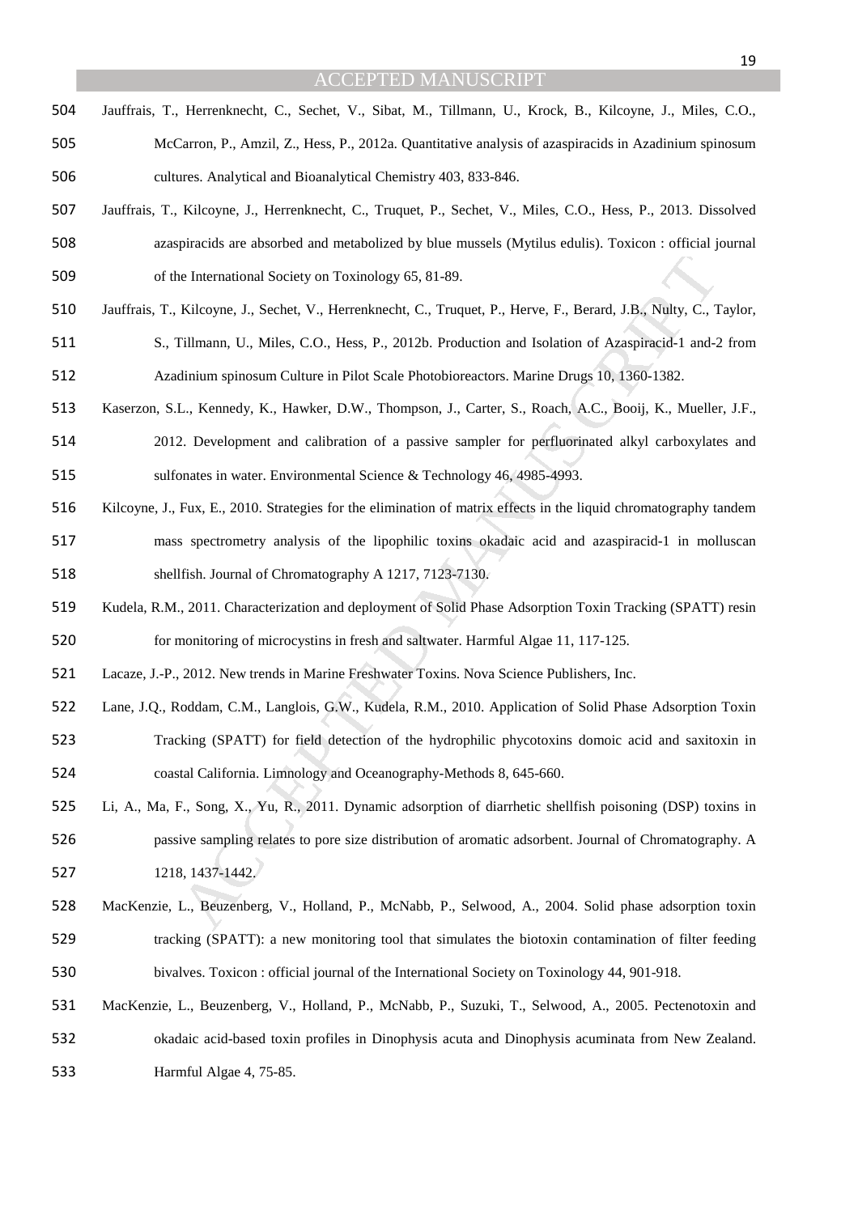Jauffrais, T., Herrenknecht, C., Sechet, V., Sibat, M., Tillmann, U., Krock, B., Kilcoyne, J., Miles, C.O., McCarron, P., Amzil, Z., Hess, P., 2012a. Quantitative analysis of azaspiracids in Azadinium spinosum cultures. Analytical and Bioanalytical Chemistry 403, 833-846.

Jauffrais, T., Kilcoyne, J., Herrenknecht, C., Truquet, P., Sechet, V., Miles, C.O., Hess, P., 2013. Dissolved azaspiracids are absorbed and metabolized by blue mussels (Mytilus edulis). Toxicon : official journal of the International Society on Toxinology 65, 81-89.

Jauffrais, T., Kilcoyne, J., Sechet, V., Herrenknecht, C., Truquet, P., Herve, F., Berard, J.B., Nulty, C., Taylor, S., Tillmann, U., Miles, C.O., Hess, P., 2012b. Production and Isolation of Azaspiracid-1 and-2 from Azadinium spinosum Culture in Pilot Scale Photobioreactors. Marine Drugs 10, 1360-1382.

Kaserzon, S.L., Kennedy, K., Hawker, D.W., Thompson, J., Carter, S., Roach, A.C., Booij, K., Mueller, J.F., 2012. Development and calibration of a passive sampler for perfluorinated alkyl carboxylates and sulfonates in water. Environmental Science & Technology 46, 4985-4993.

Kilcoyne, J., Fux, E., 2010. Strategies for the elimination of matrix effects in the liquid chromatography tandem mass spectrometry analysis of the lipophilic toxins okadaic acid and azaspiracid-1 in molluscan shellfish. Journal of Chromatography A 1217, 7123-7130.

Kudela, R.M., 2011. Characterization and deployment of Solid Phase Adsorption Toxin Tracking (SPATT) resin for monitoring of microcystins in fresh and saltwater. Harmful Algae 11, 117-125.

Lacaze, J.-P., 2012. New trends in Marine Freshwater Toxins. Nova Science Publishers, Inc.

Lane, J.Q., Roddam, C.M., Langlois, G.W., Kudela, R.M., 2010. Application of Solid Phase Adsorption Toxin Tracking (SPATT) for field detection of the hydrophilic phycotoxins domoic acid and saxitoxin in coastal California. Limnology and Oceanography-Methods 8, 645-660.

Li, A., Ma, F., Song, X., Yu, R., 2011. Dynamic adsorption of diarrhetic shellfish poisoning (DSP) toxins in passive sampling relates to pore size distribution of aromatic adsorbent. Journal of Chromatography. A 1218, 1437-1442.

MacKenzie, L., Beuzenberg, V., Holland, P., McNabb, P., Selwood, A., 2004. Solid phase adsorption toxin tracking (SPATT): a new monitoring tool that simulates the biotoxin contamination of filter feeding bivalves. Toxicon : official journal of the International Society on Toxinology 44, 901-918.

MacKenzie, L., Beuzenberg, V., Holland, P., McNabb, P., Suzuki, T., Selwood, A., 2005. Pectenotoxin and okadaic acid-based toxin profiles in Dinophysis acuta and Dinophysis acuminata from New Zealand. Harmful Algae 4, 75-85.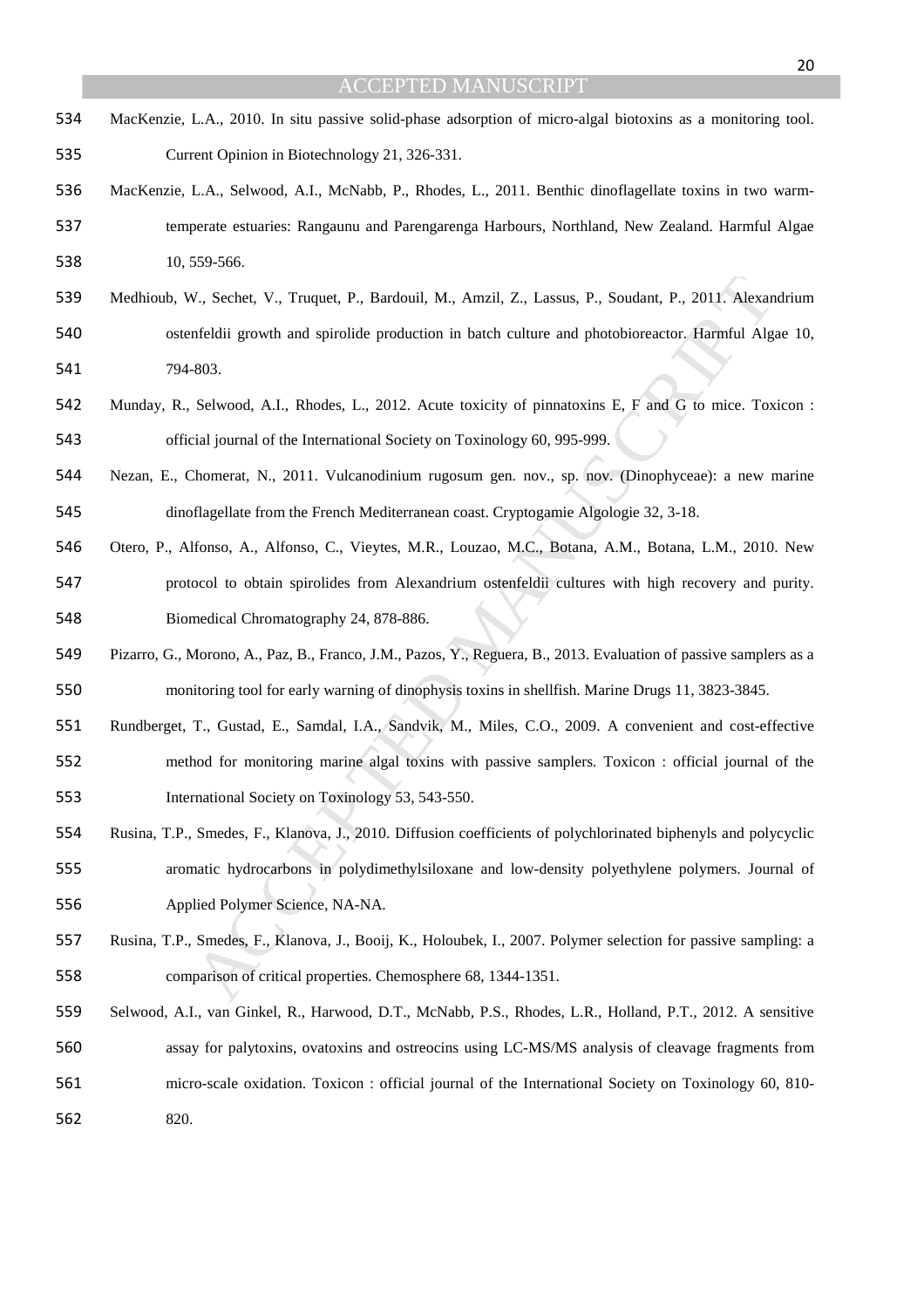MacKenzie, L.A., 2010. In situ passive solid-phase adsorption of micro-algal biotoxins as a monitoring tool. Current Opinion in Biotechnology 21, 326-331.

MacKenzie, L.A., Selwood, A.I., McNabb, P., Rhodes, L., 2011. Benthic dinoflagellate toxins in two warm-temperate estuaries: Rangaunu and Parengarenga Harbours, Northland, New Zealand. Harmful Algae 10, 559-566.

Medhioub, W., Sechet, V., Truquet, P., Bardouil, M., Amzil, Z., Lassus, P., Soudant, P., 2011. Alexandrium ostenfeldii growth and spirolide production in batch culture and photobioreactor. Harmful Algae 10, 794-803.

Munday, R., Selwood, A.I., Rhodes, L., 2012. Acute toxicity of pinnatoxins E, F and G to mice. Toxicon : official journal of the International Society on Toxinology 60, 995-999.

Nezan, E., Chomerat, N., 2011. Vulcanodinium rugosum gen. nov., sp. nov. (Dinophyceae): a new marine dinoflagellate from the French Mediterranean coast. Cryptogamie Algologie 32, 3-18.

Otero, P., Alfonso, A., Alfonso, C., Vieytes, M.R., Louzao, M.C., Botana, A.M., Botana, L.M., 2010. New protocol to obtain spirolides from Alexandrium ostenfeldii cultures with high recovery and purity. Biomedical Chromatography 24, 878-886.

Pizarro, G., Morono, A., Paz, B., Franco, J.M., Pazos, Y., Reguera, B., 2013. Evaluation of passive samplers as a monitoring tool for early warning of dinophysis toxins in shellfish. Marine Drugs 11, 3823-3845.

Rundberget, T., Gustad, E., Samdal, I.A., Sandvik, M., Miles, C.O., 2009. A convenient and cost-effective method for monitoring marine algal toxins with passive samplers. Toxicon : official journal of the International Society on Toxinology 53, 543-550.

Rusina, T.P., Smedes, F., Klanova, J., 2010. Diffusion coefficients of polychlorinated biphenyls and polycyclic aromatic hydrocarbons in polydimethylsiloxane and low-density polyethylene polymers. Journal of Applied Polymer Science, NA-NA.

Rusina, T.P., Smedes, F., Klanova, J., Booij, K., Holoubek, I., 2007. Polymer selection for passive sampling: a comparison of critical properties. Chemosphere 68, 1344-1351.

Selwood, A.I., van Ginkel, R., Harwood, D.T., McNabb, P.S., Rhodes, L.R., Holland, P.T., 2012. A sensitive assay for palytoxins, ovatoxins and ostreocins using LC-MS/MS analysis of cleavage fragments from micro-scale oxidation. Toxicon : official journal of the International Society on Toxinology 60, 810-820.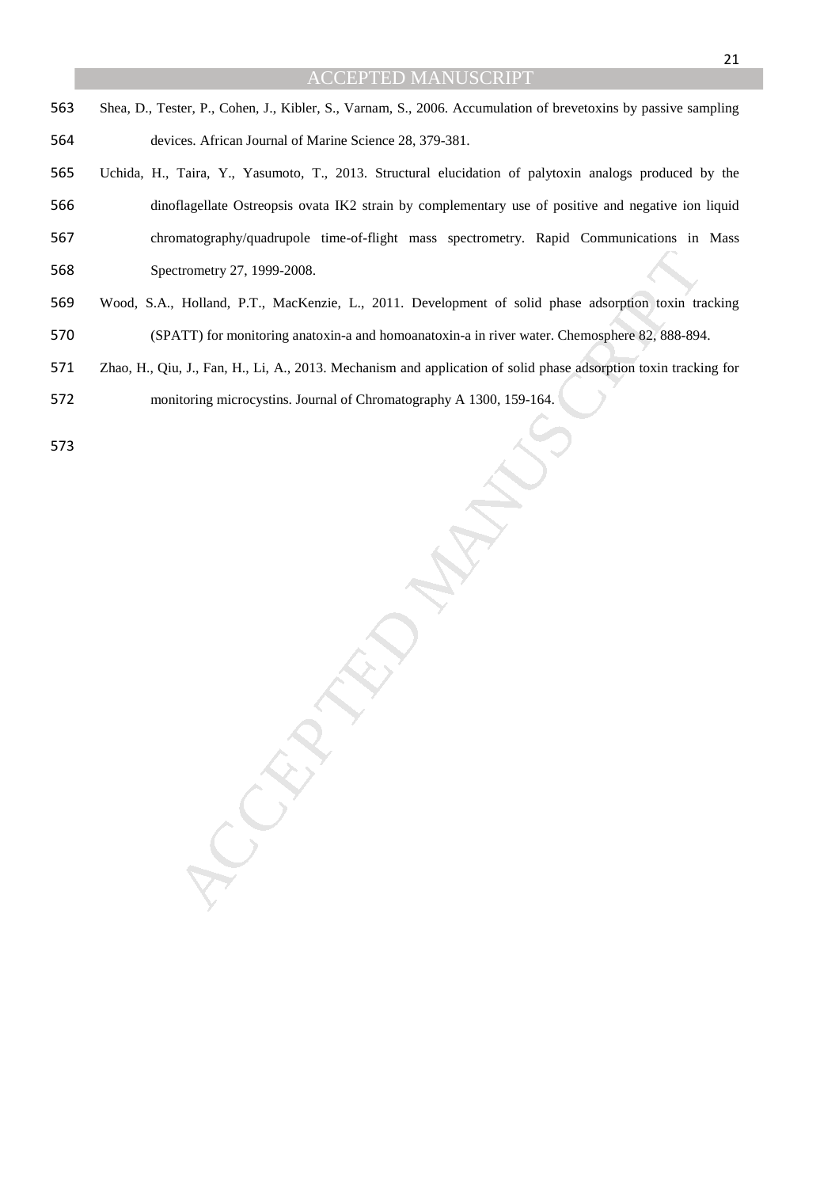Shea, D., Tester, P., Cohen, J., Kibler, S., Varnam, S., 2006. Accumulation of brevetoxins by passive sampling devices. African Journal of Marine Science 28, 379-381.

Uchida, H., Taira, Y., Yasumoto, T., 2013. Structural elucidation of palytoxin analogs produced by the dinoflagellate Ostreopsis ovata IK2 strain by complementary use of positive and negative ion liquid chromatography/quadrupole time-of-flight mass spectrometry. Rapid Communications in Mass Spectrometry 27, 1999-2008.

Wood, S.A., Holland, P.T., MacKenzie, L., 2011. Development of solid phase adsorption toxin tracking (SPATT) for monitoring anatoxin-a and homoanatoxin-a in river water. Chemosphere 82, 888-894.

Zhao, H., Qiu, J., Fan, H., Li, A., 2013. Mechanism and application of solid phase adsorption toxin tracking for monitoring microcystins. Journal of Chromatography A 1300, 159-164.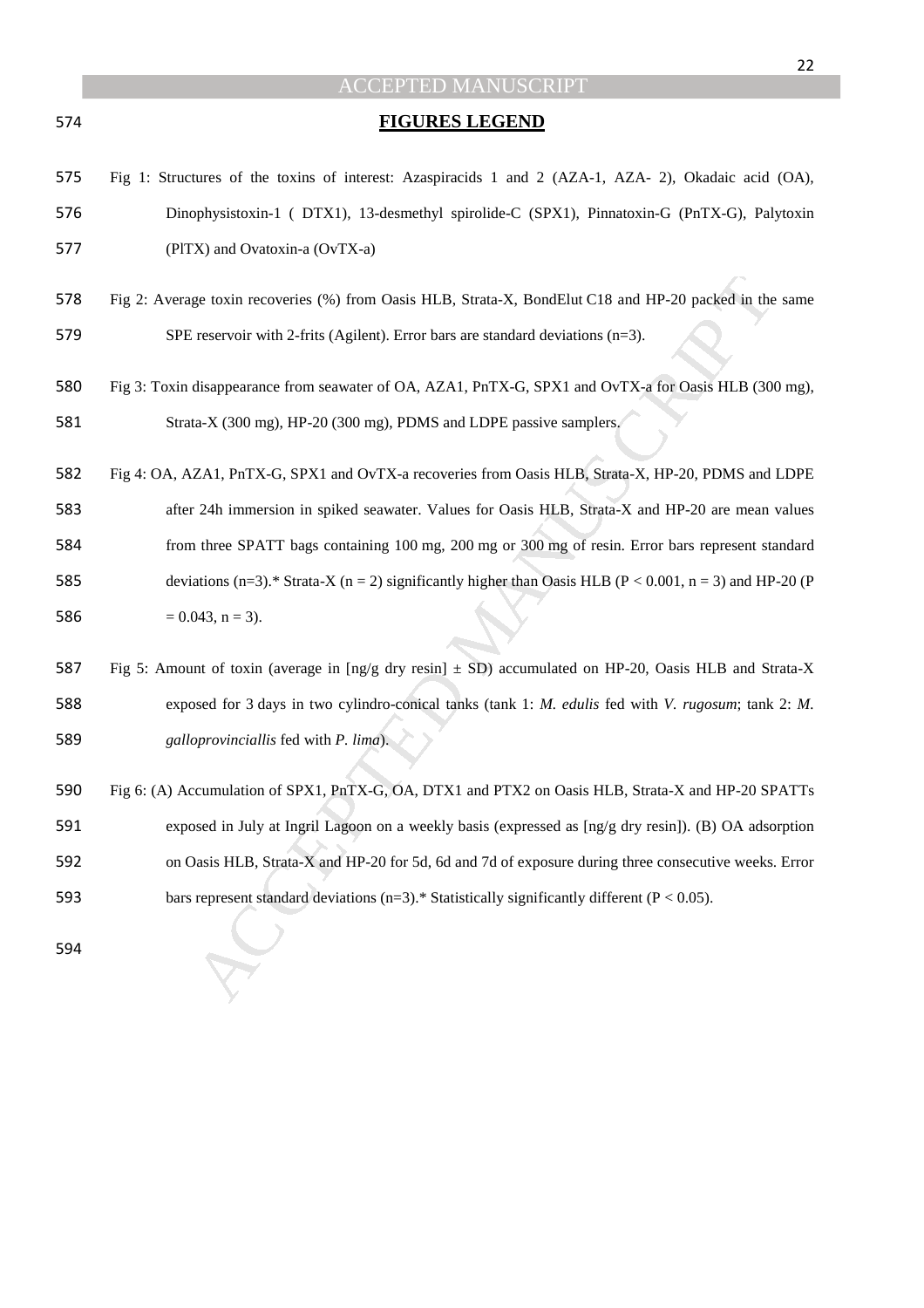## FIGURES LEGEND

Fig 1: Structures of the toxins of interest: Azaspiracids 1 and 2 (AZA-1, AZA- 2), Okadaic acid (OA), Dinophysistoxin-1 ( DTX1), 13-desmethyl spirolide-C (SPX1), Pinnatoxin-G (PnTX-G), Palytoxin (PlTX) and Ovatoxin-a (OvTX-a)

Fig 2: Average toxin recoveries (%) from Oasis HLB, Strata-X, BondElut C18 and HP-20 packed in the same SPE reservoir with 2-frits (Agilent). Error bars are standard deviations (n=3).

Fig 3: Toxin disappearance from seawater of OA, AZA1, PnTX-G, SPX1 and OvTX-a for Oasis HLB (300 mg), Strata-X (300 mg), HP-20 (300 mg), PDMS and LDPE passive samplers.

Fig 4: OA, AZA1, PnTX-G, SPX1 and OvTX-a recoveries from Oasis HLB, Strata-X, HP-20, PDMS and LDPE after 24h immersion in spiked seawater. Values for Oasis HLB, Strata-X and HP-20 are mean values from three SPATT bags containing 100 mg, 200 mg or 300 mg of resin. Error bars represent standard deviations (n=3).* Strata-X (n = 2) significantly higher than Oasis HLB ($P < 0.001$, n = 3) and HP-20 ($P = 0.043$, n = 3).

Fig 5: Amount of toxin (average in [ng/g dry resin] ± SD) accumulated on HP-20, Oasis HLB and Strata-X exposed for 3 days in two cylindro-conical tanks (tank 1: *M. edulis* fed with *V. rugosum*; tank 2: *M. galloprovinciallis* fed with *P. lima*).

Fig 6: (A) Accumulation of SPX1, PnTX-G, OA, DTX1 and PTX2 on Oasis HLB, Strata-X and HP-20 SPATTs exposed in July at Ingril Lagoon on a weekly basis (expressed as [ng/g dry resin]). (B) OA adsorption on Oasis HLB, Strata-X and HP-20 for 5d, 6d and 7d of exposure during three consecutive weeks. Error bars represent standard deviations (n=3).* Statistically significantly different ($P < 0.05$).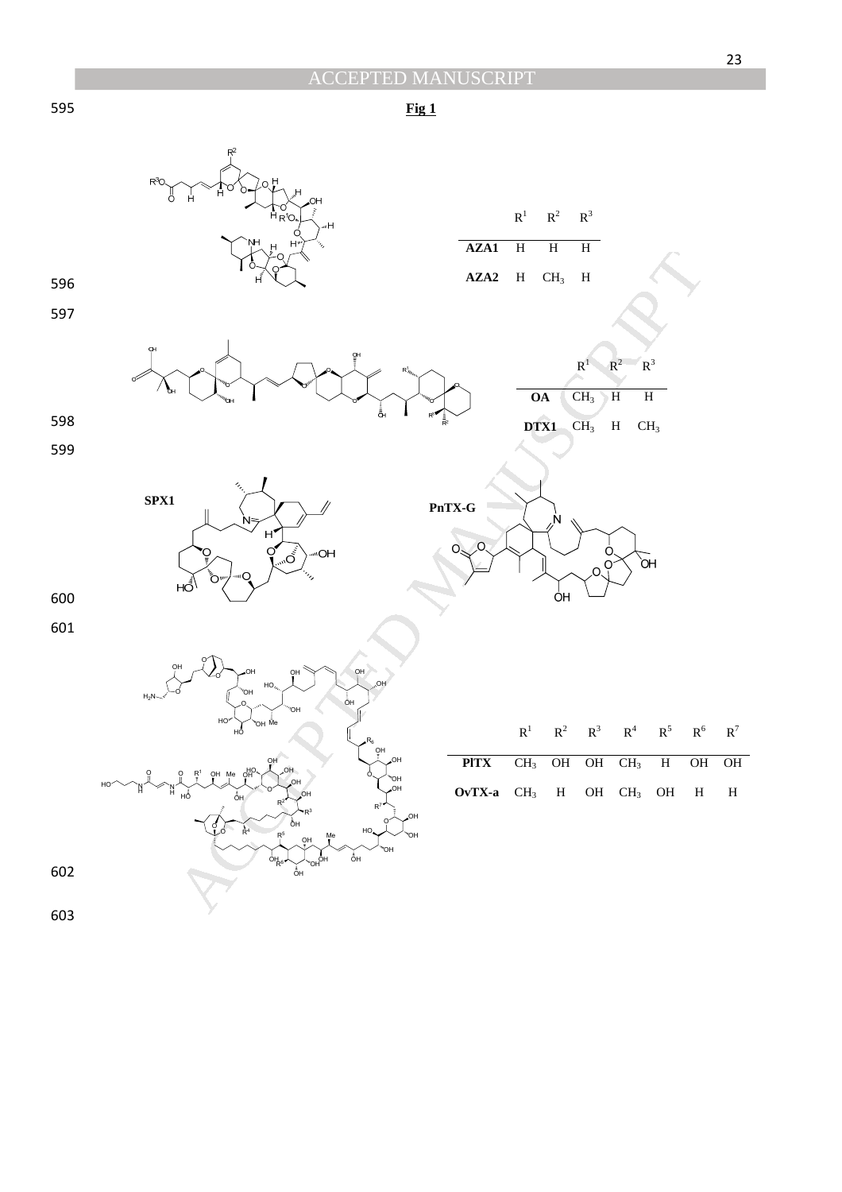**Fig 1**

| | $R^1$ | $R^2$ | $R^3$ |
|---|---|---|---|
| **AZA1** | H | H | H |
| **AZA2** | H | $CH_3$ | H |

| | $R^1$ | $R^2$ | $R^3$ |
|---|---|---|---|
| **OA** | $CH_3$ | H | H |
| **DTX1** | $CH_3$ | H | $CH_3$ |

**SPX1**

**PnTX-G**

| | $R^1$ | $R^2$ | $R^3$ | $R^4$ | $R^5$ | $R^6$ | $R^7$ |
|---|---|---|---|---|---|---|---|
| **PlTX** | $CH_3$ | OH | OH | $CH_3$ | H | OH | OH |
| **OvTX-a** | $CH_3$ | H | OH | $CH_3$ | OH | H | H |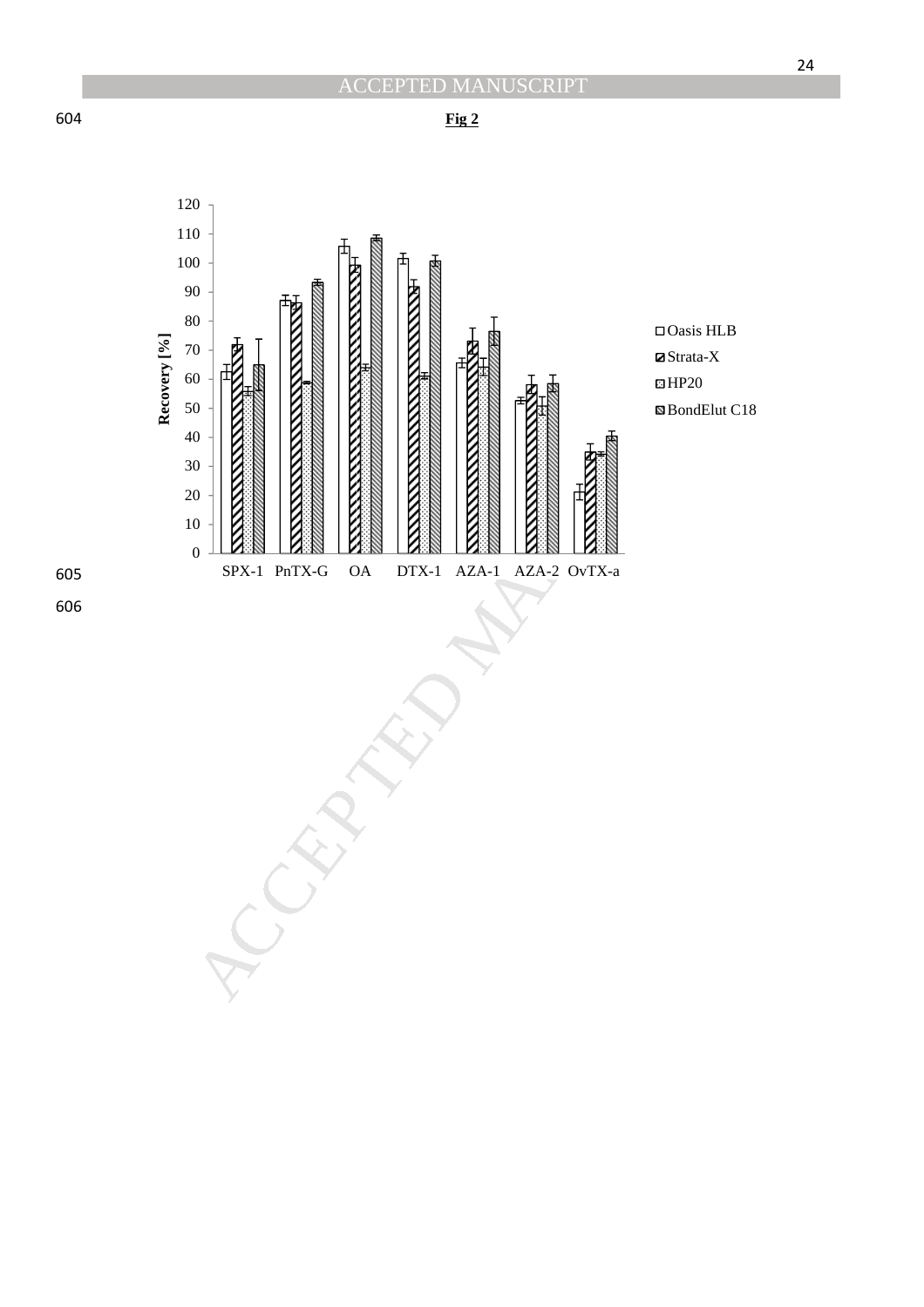**Fig 2**

Recovery [%]

□ Oasis HLB
▨ Strata-X
▩ HP20
▧ BondElut C18

SPX-1 PnTX-G OA DTX-1 AZA-1 AZA-2 OvTX-a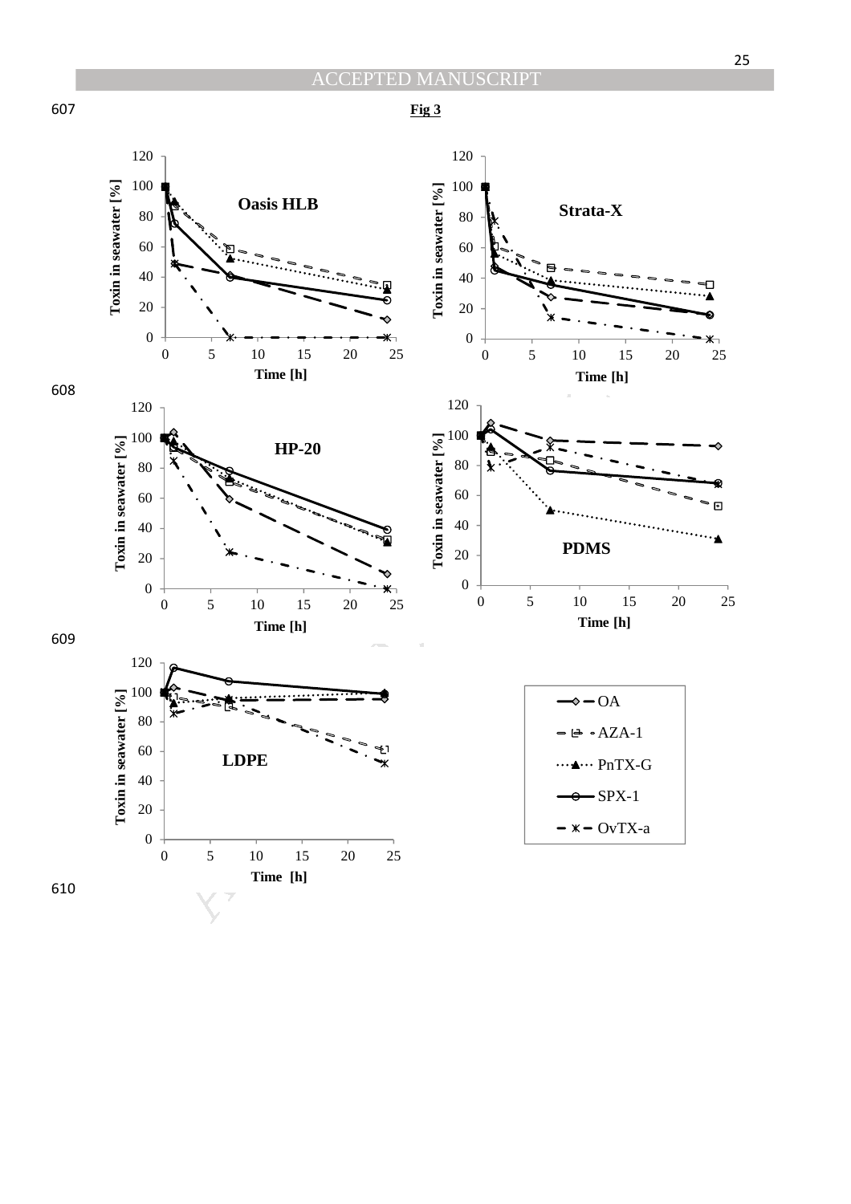Fig 3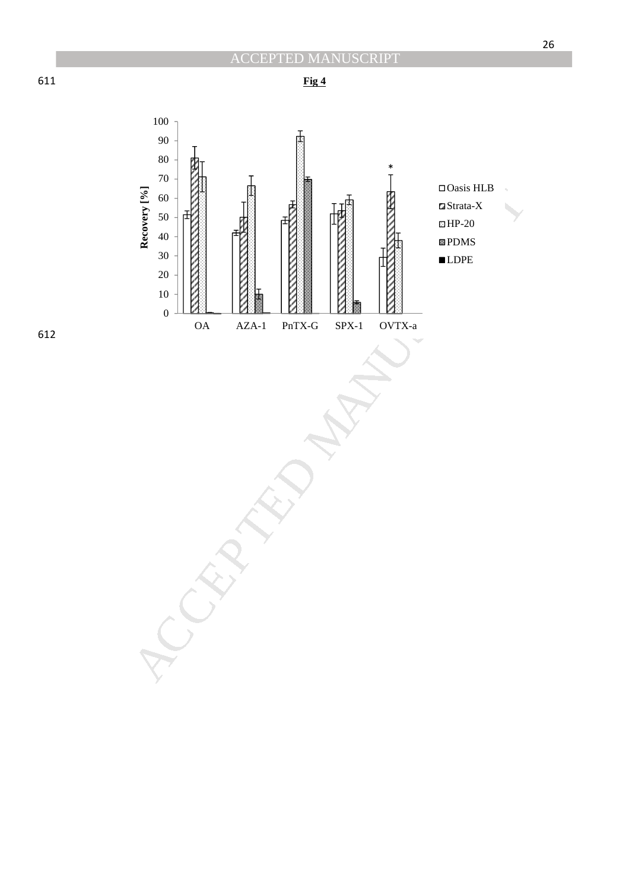**Fig 4**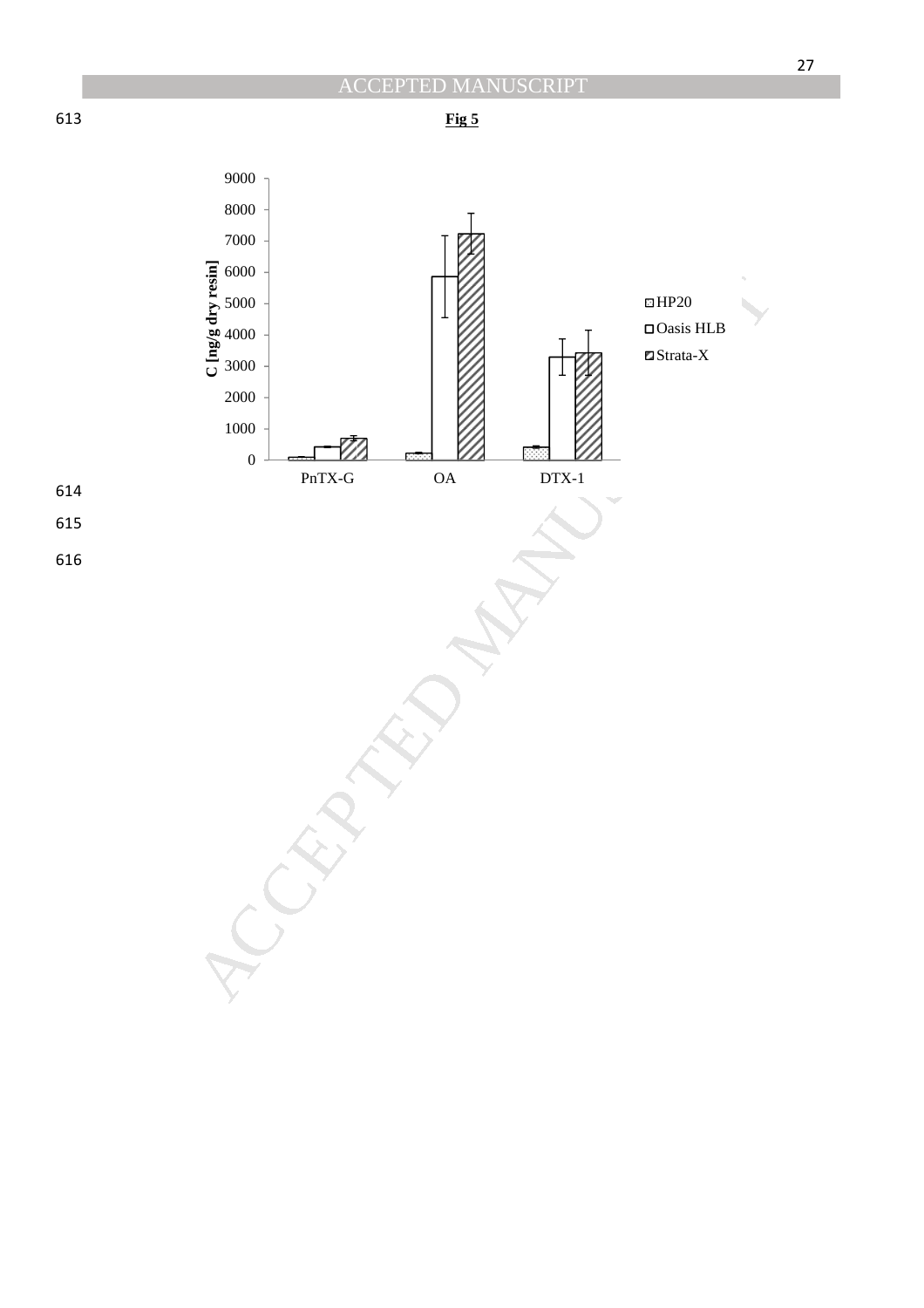**Fig 5**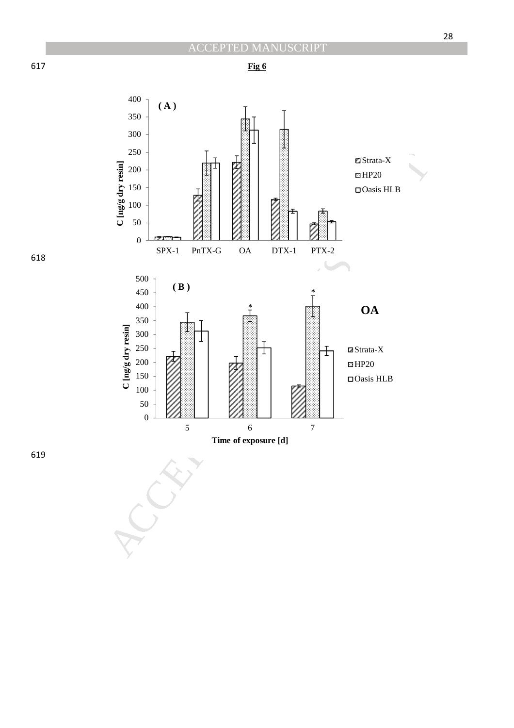**Fig 6**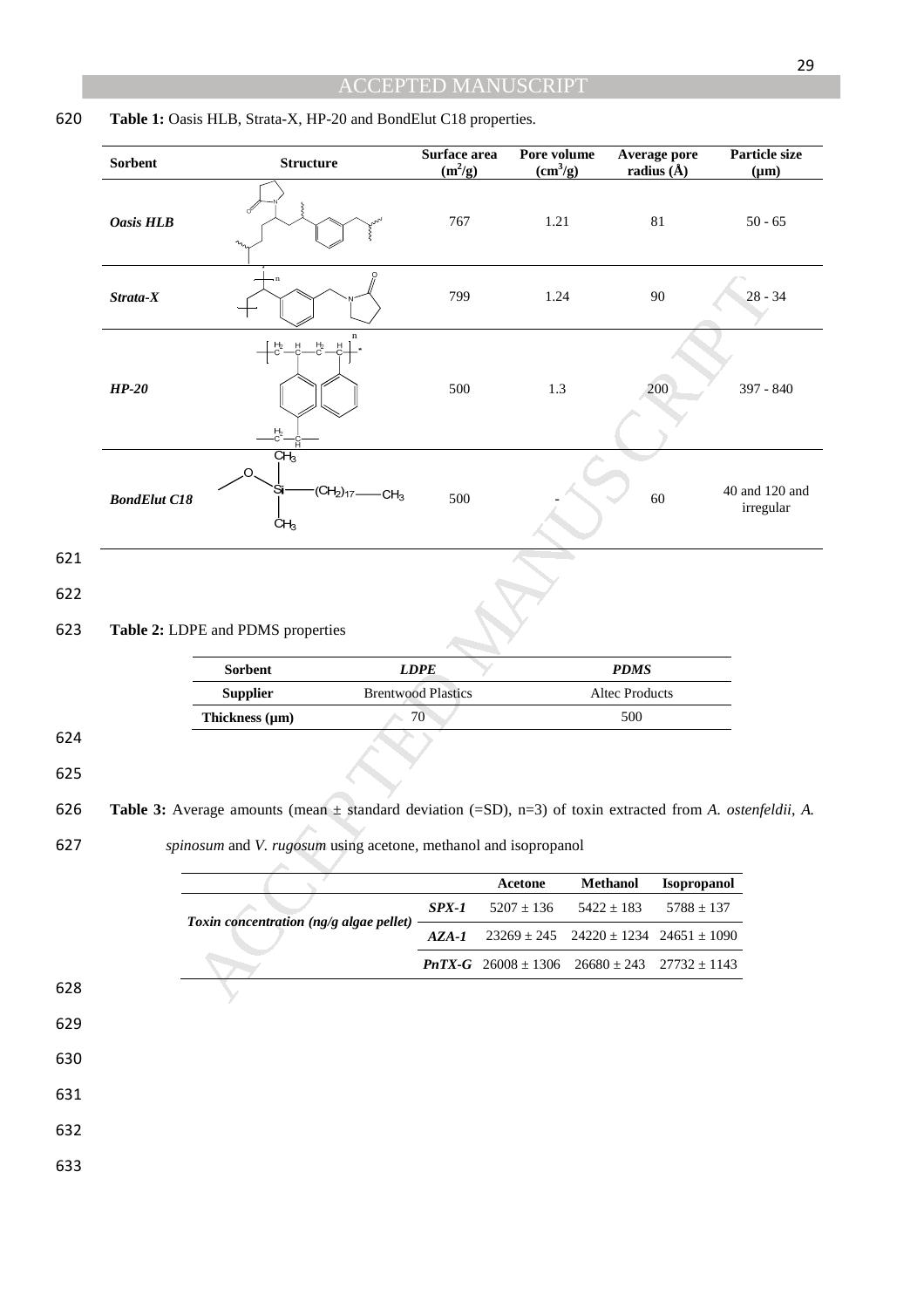**Table 1:** Oasis HLB, Strata-X, HP-20 and BondElut C18 properties.

| Sorbent | Structure | Surface area ($m^2$/g) | Pore volume ($cm^3$/g) | Average pore radius (Å) | Particle size (µm) |
|---|---|---|---|---|---|
| ***Oasis HLB*** | | 767 | 1.21 | 81 | 50 - 65 |
| ***Strata-X*** | | 799 | 1.24 | 90 | 28 - 34 |
| ***HP-20*** | | 500 | 1.3 | 200 | 397 - 840 |
| ***BondElut C18*** | | 500 | - | 60 | 40 and 120 and irregular |

**Table 2:** LDPE and PDMS properties

| Sorbent | *LDPE* | *PDMS* |
|---|---|---|
| **Supplier** | Brentwood Plastics | Altec Products |
| **Thickness (µm)** | 70 | 500 |

**Table 3:** Average amounts (mean ± standard deviation (=SD), n=3) of toxin extracted from *A. ostenfeldii*, *A. spinosum* and *V. rugosum* using acetone, methanol and isopropanol

| | | Acetone | Methanol | Isopropanol |
|---|---|---|---|---|
| ***Toxin concentration (ng/g algae pellet)*** | ***SPX-1*** | 5207 ± 136 | 5422 ± 183 | 5788 ± 137 |
| | ***AZA-1*** | 23269 ± 245 | 24220 ± 1234 | 24651 ± 1090 |
| | ***PnTX-G*** | 26008 ± 1306 | 26680 ± 243 | 27732 ± 1143 |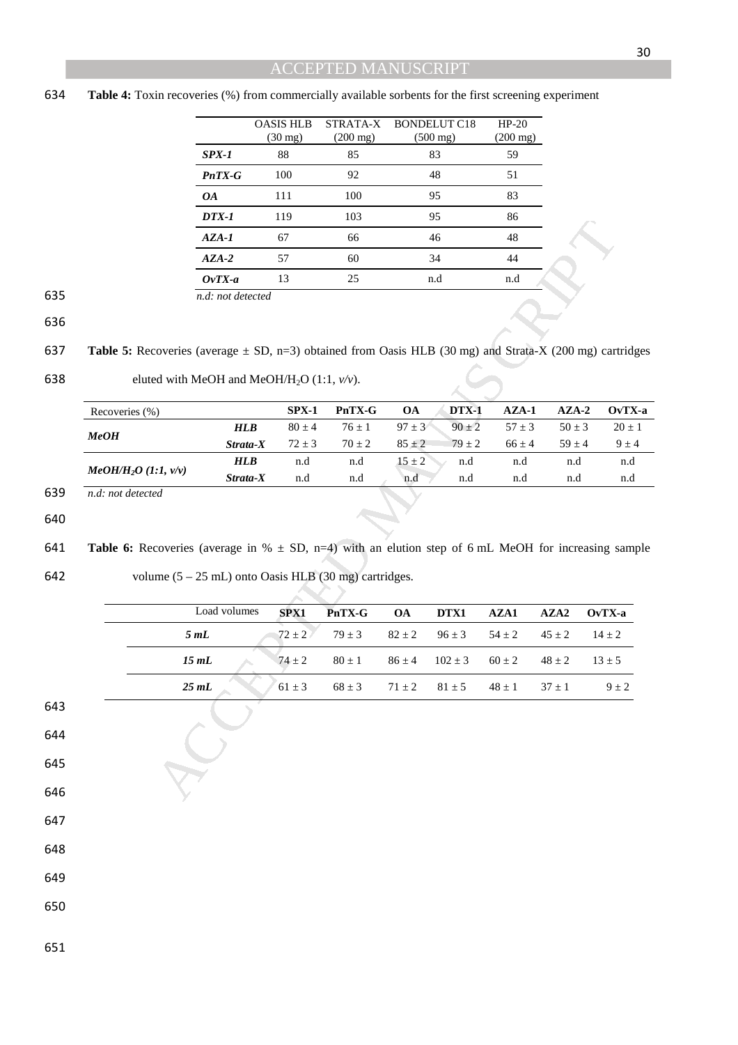**Table 4:** Toxin recoveries (%) from commercially available sorbents for the first screening experiment

| | OASIS HLB (30 mg) | STRATA-X (200 mg) | BONDELUT C18 (500 mg) | HP-20 (200 mg) |
|---|---|---|---|---|
| ***SPX-1*** | 88 | 85 | 83 | 59 |
| ***PnTX-G*** | 100 | 92 | 48 | 51 |
| ***OA*** | 111 | 100 | 95 | 83 |
| ***DTX-1*** | 119 | 103 | 95 | 86 |
| ***AZA-1*** | 67 | 66 | 46 | 48 |
| ***AZA-2*** | 57 | 60 | 34 | 44 |
| ***OvTX-a*** | 13 | 25 | n.d | n.d |

*n.d: not detected*

**Table 5:** Recoveries (average ± SD, n=3) obtained from Oasis HLB (30 mg) and Strata-X (200 mg) cartridges eluted with MeOH and MeOH/$H_2O$ (1:1, *v/v*).

| Recoveries (%) | | SPX-1 | PnTX-G | OA | DTX-1 | AZA-1 | AZA-2 | OvTX-a |
|---|---|---|---|---|---|---|---|---|
| ***MeOH*** | ***HLB*** | 80 ± 4 | 76 ± 1 | 97 ± 3 | 90 ± 2 | 57 ± 3 | 50 ± 3 | 20 ± 1 |
| | ***Strata-X*** | 72 ± 3 | 70 ± 2 | 85 ± 2 | 79 ± 2 | 66 ± 4 | 59 ± 4 | 9 ± 4 |
| ***MeOH/$H_2O$ (1:1, v/v)*** | ***HLB*** | n.d | n.d | 15 ± 2 | n.d | n.d | n.d | n.d |
| | ***Strata-X*** | n.d | n.d | n.d | n.d | n.d | n.d | n.d |

*n.d: not detected*

**Table 6:** Recoveries (average in % ± SD, n=4) with an elution step of 6 mL MeOH for increasing sample volume (5 – 25 mL) onto Oasis HLB (30 mg) cartridges.

| Load volumes | SPX1 | PnTX-G | OA | DTX1 | AZA1 | AZA2 | OvTX-a |
|---|---|---|---|---|---|---|---|
| ***5 mL*** | 72 ± 2 | 79 ± 3 | 82 ± 2 | 96 ± 3 | 54 ± 2 | 45 ± 2 | 14 ± 2 |
| ***15 mL*** | 74 ± 2 | 80 ± 1 | 86 ± 4 | 102 ± 3 | 60 ± 2 | 48 ± 2 | 13 ± 5 |
| ***25 mL*** | 61 ± 3 | 68 ± 3 | 71 ± 2 | 81 ± 5 | 48 ± 1 | 37 ± 1 | 9 ± 2 |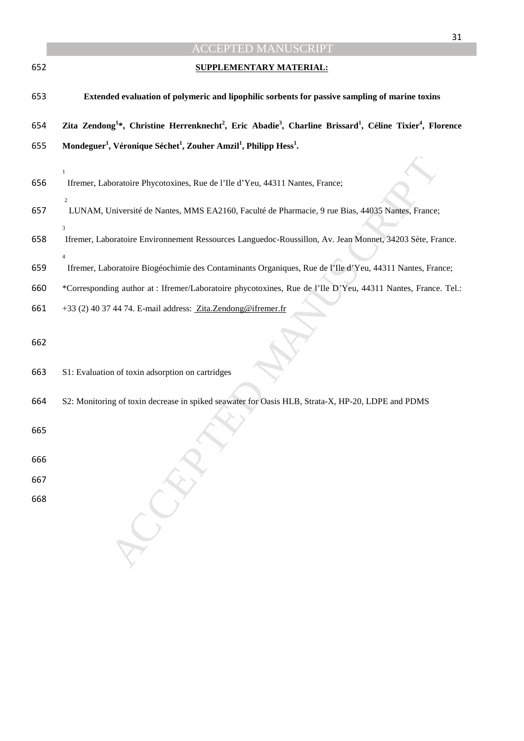**SUPPLEMENTARY MATERIAL:**

**Extended evaluation of polymeric and lipophilic sorbents for passive sampling of marine toxins**

**Zita Zendong[1]\*, Christine Herrenknecht[2], Eric Abadie[3], Charline Brissard[1], Céline Tixier[4], Florence Mondeguer[1], Véronique Séchet[1], Zouher Amzil[1], Philipp Hess[1].**

[1] Ifremer, Laboratoire Phycotoxines, Rue de l'Ile d'Yeu, 44311 Nantes, France;

[2] LUNAM, Université de Nantes, MMS EA2160, Faculté de Pharmacie, 9 rue Bias, 44035 Nantes, France;

[3] Ifremer, Laboratoire Environnement Ressources Languedoc-Roussillon, Av. Jean Monnet, 34203 Sète, France.

[4] Ifremer, Laboratoire Biogéochimie des Contaminants Organiques, Rue de l'Ile d'Yeu, 44311 Nantes, France;

\*Corresponding author at : Ifremer/Laboratoire phycotoxines, Rue de l'Ile D'Yeu, 44311 Nantes, France. Tel.: +33 (2) 40 37 44 74. E-mail address: Zita.Zendong@ifremer.fr

S1: Evaluation of toxin adsorption on cartridges

S2: Monitoring of toxin decrease in spiked seawater for Oasis HLB, Strata-X, HP-20, LDPE and PDMS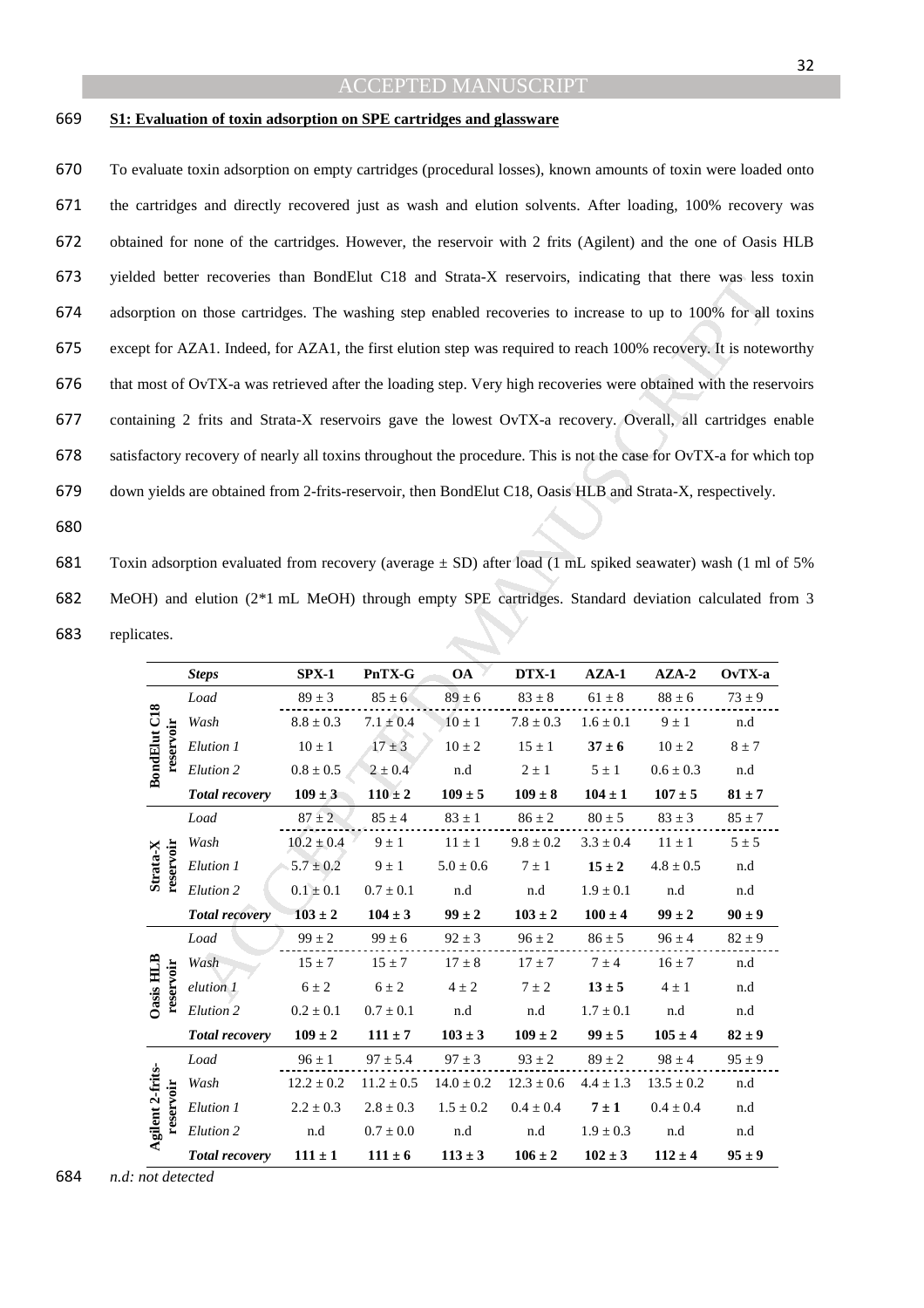**S1: Evaluation of toxin adsorption on SPE cartridges and glassware**

To evaluate toxin adsorption on empty cartridges (procedural losses), known amounts of toxin were loaded onto the cartridges and directly recovered just as wash and elution solvents. After loading, 100% recovery was obtained for none of the cartridges. However, the reservoir with 2 frits (Agilent) and the one of Oasis HLB yielded better recoveries than BondElut C18 and Strata-X reservoirs, indicating that there was less toxin adsorption on those cartridges. The washing step enabled recoveries to increase to up to 100% for all toxins except for AZA1. Indeed, for AZA1, the first elution step was required to reach 100% recovery. It is noteworthy that most of OvTX-a was retrieved after the loading step. Very high recoveries were obtained with the reservoirs containing 2 frits and Strata-X reservoirs gave the lowest OvTX-a recovery. Overall, all cartridges enable satisfactory recovery of nearly all toxins throughout the procedure. This is not the case for OvTX-a for which top down yields are obtained from 2-frits-reservoir, then BondElut C18, Oasis HLB and Strata-X, respectively.

Toxin adsorption evaluated from recovery (average ± SD) after load (1 mL spiked seawater) wash (1 ml of 5% MeOH) and elution (2*1 mL MeOH) through empty SPE cartridges. Standard deviation calculated from 3 replicates.

| | *Steps* | SPX-1 | PnTX-G | OA | DTX-1 | AZA-1 | AZA-2 | OvTX-a |
|---|---|---|---|---|---|---|---|---|
| **BondElut C18 reservoir** | *Load* | 89 ± 3 | 85 ± 6 | 89 ± 6 | 83 ± 8 | 61 ± 8 | 88 ± 6 | 73 ± 9 |
| | *Wash* | 8.8 ± 0.3 | 7.1 ± 0.4 | 10 ± 1 | 7.8 ± 0.3 | 1.6 ± 0.1 | 9 ± 1 | n.d |
| | *Elution 1* | 10 ± 1 | 17 ± 3 | 10 ± 2 | 15 ± 1 | **37 ± 6** | 10 ± 2 | 8 ± 7 |
| | *Elution 2* | 0.8 ± 0.5 | 2 ± 0.4 | n.d | 2 ± 1 | 5 ± 1 | 0.6 ± 0.3 | n.d |
| | ***Total recovery*** | **109 ± 3** | **110 ± 2** | **109 ± 5** | **109 ± 8** | **104 ± 1** | **107 ± 5** | **81 ± 7** |
| **Strata-X reservoir** | *Load* | 87 ± 2 | 85 ± 4 | 83 ± 1 | 86 ± 2 | 80 ± 5 | 83 ± 3 | 85 ± 7 |
| | *Wash* | 10.2 ± 0.4 | 9 ± 1 | 11 ± 1 | 9.8 ± 0.2 | 3.3 ± 0.4 | 11 ± 1 | 5 ± 5 |
| | *Elution 1* | 5.7 ± 0.2 | 9 ± 1 | 5.0 ± 0.6 | 7 ± 1 | **15 ± 2** | 4.8 ± 0.5 | n.d |
| | *Elution 2* | 0.1 ± 0.1 | 0.7 ± 0.1 | n.d | n.d | 1.9 ± 0.1 | n.d | n.d |
| | ***Total recovery*** | **103 ± 2** | **104 ± 3** | **99 ± 2** | **103 ± 2** | **100 ± 4** | **99 ± 2** | **90 ± 9** |
| **Oasis HLB reservoir** | *Load* | 99 ± 2 | 99 ± 6 | 92 ± 3 | 96 ± 2 | 86 ± 5 | 96 ± 4 | 82 ± 9 |
| | *Wash* | 15 ± 7 | 15 ± 7 | 17 ± 8 | 17 ± 7 | 7 ± 4 | 16 ± 7 | n.d |
| | *elution 1* | 6 ± 2 | 6 ± 2 | 4 ± 2 | 7 ± 2 | **13 ± 5** | 4 ± 1 | n.d |
| | *Elution 2* | 0.2 ± 0.1 | 0.7 ± 0.1 | n.d | n.d | 1.7 ± 0.1 | n.d | n.d |
| | ***Total recovery*** | **109 ± 2** | **111 ± 7** | **103 ± 3** | **109 ± 2** | **99 ± 5** | **105 ± 4** | **82 ± 9** |
| **Agilent 2-frits-reservoir** | *Load* | 96 ± 1 | 97 ± 5.4 | 97 ± 3 | 93 ± 2 | 89 ± 2 | 98 ± 4 | 95 ± 9 |
| | *Wash* | 12.2 ± 0.2 | 11.2 ± 0.5 | 14.0 ± 0.2 | 12.3 ± 0.6 | 4.4 ± 1.3 | 13.5 ± 0.2 | n.d |
| | *Elution 1* | 2.2 ± 0.3 | 2.8 ± 0.3 | 1.5 ± 0.2 | 0.4 ± 0.4 | **7 ± 1** | 0.4 ± 0.4 | n.d |
| | *Elution 2* | n.d | 0.7 ± 0.0 | n.d | n.d | 1.9 ± 0.3 | n.d | n.d |
| | ***Total recovery*** | **111 ± 1** | **111 ± 6** | **113 ± 3** | **106 ± 2** | **102 ± 3** | **112 ± 4** | **95 ± 9** |

*n.d: not detected*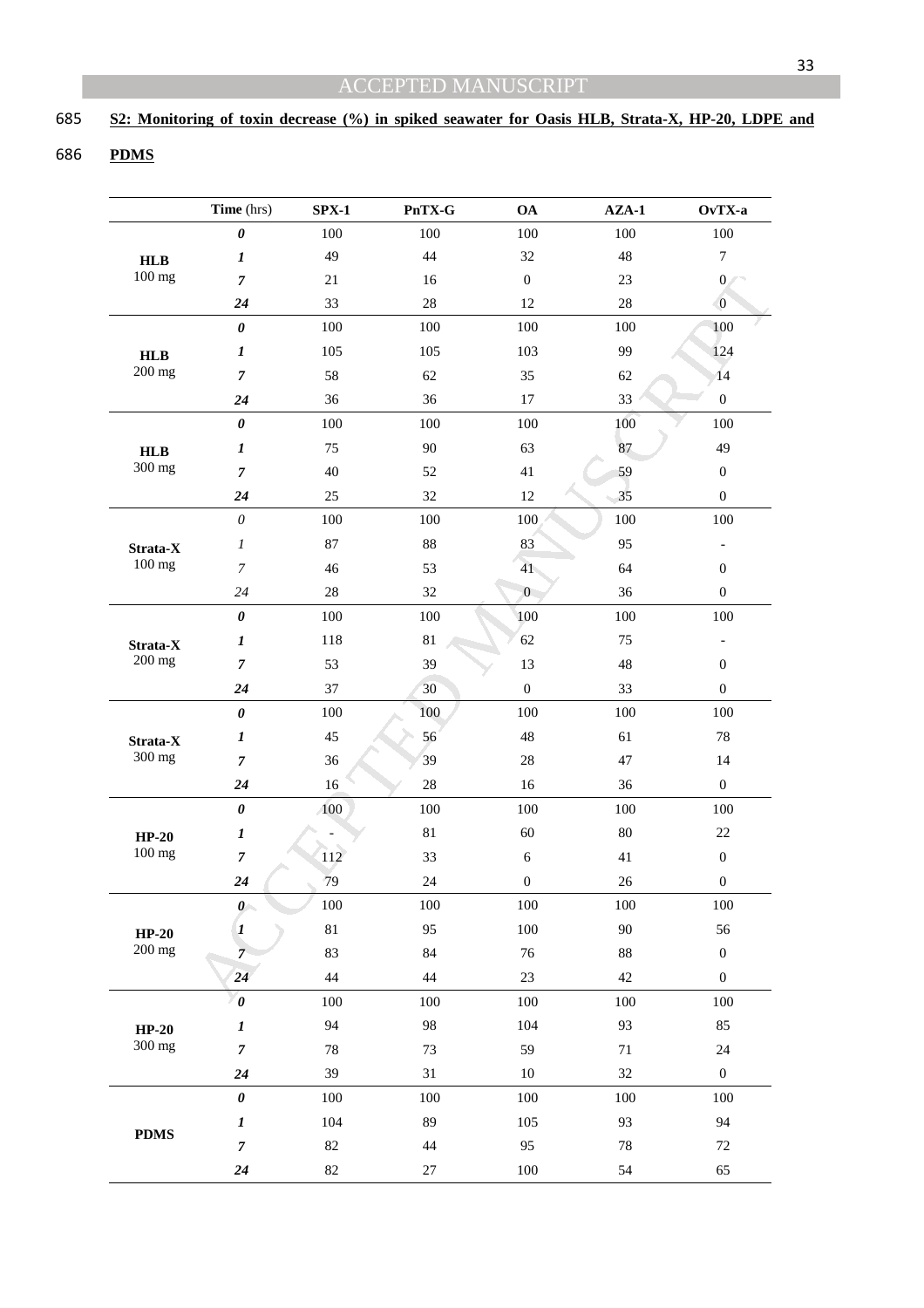**S2: Monitoring of toxin decrease (%) in spiked seawater for Oasis HLB, Strata-X, HP-20, LDPE and PDMS**

| | Time (hrs) | SPX-1 | PnTX-G | OA | AZA-1 | OvTX-a |
|---|---|---|---|---|---|---|
| **HLB** 100 mg | ***0*** | 100 | 100 | 100 | 100 | 100 |
| | ***1*** | 49 | 44 | 32 | 48 | 7 |
| | ***7*** | 21 | 16 | 0 | 23 | 0 |
| | ***24*** | 33 | 28 | 12 | 28 | 0 |
| **HLB** 200 mg | ***0*** | 100 | 100 | 100 | 100 | 100 |
| | ***1*** | 105 | 105 | 103 | 99 | 124 |
| | ***7*** | 58 | 62 | 35 | 62 | 14 |
| | ***24*** | 36 | 36 | 17 | 33 | 0 |
| **HLB** 300 mg | ***0*** | 100 | 100 | 100 | 100 | 100 |
| | ***1*** | 75 | 90 | 63 | 87 | 49 |
| | ***7*** | 40 | 52 | 41 | 59 | 0 |
| | ***24*** | 25 | 32 | 12 | 35 | 0 |
| **Strata-X** 100 mg | *0* | 100 | 100 | 100 | 100 | 100 |
| | *1* | 87 | 88 | 83 | 95 | - |
| | *7* | 46 | 53 | 41 | 64 | 0 |
| | *24* | 28 | 32 | 0 | 36 | 0 |
| **Strata-X** 200 mg | ***0*** | 100 | 100 | 100 | 100 | 100 |
| | ***1*** | 118 | 81 | 62 | 75 | - |
| | ***7*** | 53 | 39 | 13 | 48 | 0 |
| | ***24*** | 37 | 30 | 0 | 33 | 0 |
| **Strata-X** 300 mg | ***0*** | 100 | 100 | 100 | 100 | 100 |
| | ***1*** | 45 | 56 | 48 | 61 | 78 |
| | ***7*** | 36 | 39 | 28 | 47 | 14 |
| | ***24*** | 16 | 28 | 16 | 36 | 0 |
| **HP-20** 100 mg | ***0*** | 100 | 100 | 100 | 100 | 100 |
| | ***1*** | - | 81 | 60 | 80 | 22 |
| | ***7*** | 112 | 33 | 6 | 41 | 0 |
| | ***24*** | 79 | 24 | 0 | 26 | 0 |
| **HP-20** 200 mg | ***0*** | 100 | 100 | 100 | 100 | 100 |
| | ***1*** | 81 | 95 | 100 | 90 | 56 |
| | ***7*** | 83 | 84 | 76 | 88 | 0 |
| | ***24*** | 44 | 44 | 23 | 42 | 0 |
| **HP-20** 300 mg | ***0*** | 100 | 100 | 100 | 100 | 100 |
| | ***1*** | 94 | 98 | 104 | 93 | 85 |
| | ***7*** | 78 | 73 | 59 | 71 | 24 |
| | ***24*** | 39 | 31 | 10 | 32 | 0 |
| **PDMS** | ***0*** | 100 | 100 | 100 | 100 | 100 |
| | ***1*** | 104 | 89 | 105 | 93 | 94 |
| | ***7*** | 82 | 44 | 95 | 78 | 72 |
| | ***24*** | 82 | 27 | 100 | 54 | 65 |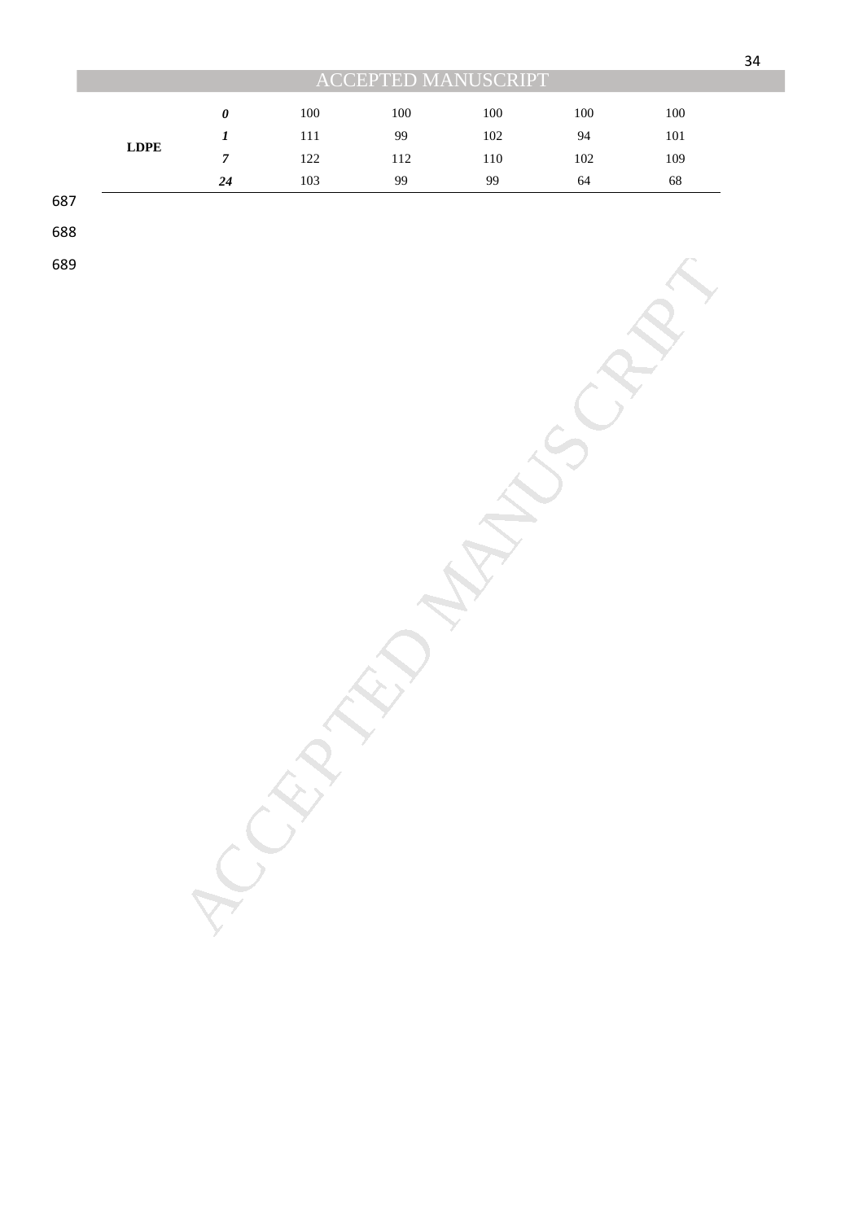| | | | | | | |
|---|---|---|---|---|---|---|
| LDPE | ***0*** | 100 | 100 | 100 | 100 | 100 |
| | ***1*** | 111 | 99 | 102 | 94 | 101 |
| | ***7*** | 122 | 112 | 110 | 102 | 109 |
| | ***24*** | 103 | 99 | 99 | 64 | 68 |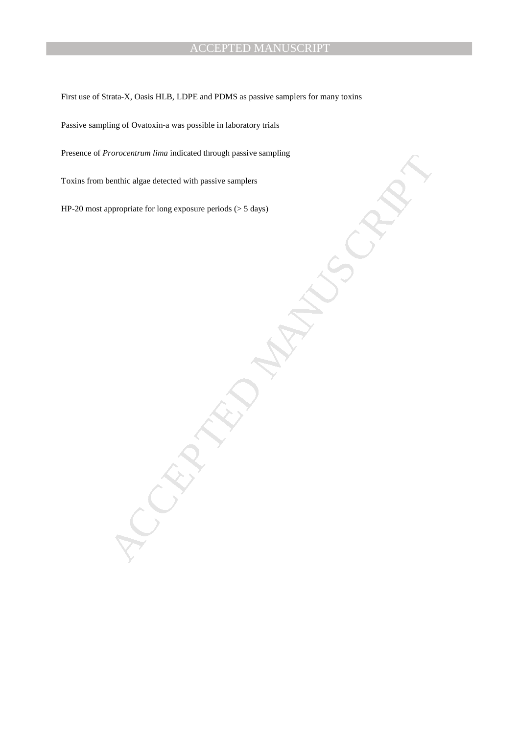First use of Strata-X, Oasis HLB, LDPE and PDMS as passive samplers for many toxins

Passive sampling of Ovatoxin-a was possible in laboratory trials

Presence of *Prorocentrum lima* indicated through passive sampling

Toxins from benthic algae detected with passive samplers

HP-20 most appropriate for long exposure periods (> 5 days)